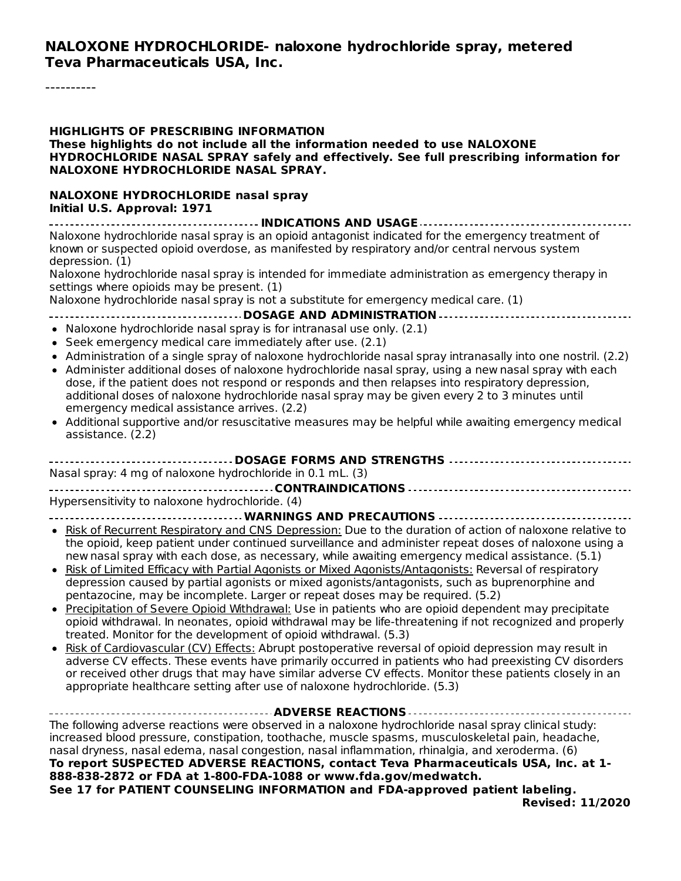# NALOXONE HYDROCHLORIDE- naloxone hydrochloride spray, metered
## Teva Pharmaceuticals USA, Inc.

----------

**HIGHLIGHTS OF PRESCRIBING INFORMATION**
**These highlights do not include all the information needed to use NALOXONE HYDROCHLORIDE NASAL SPRAY safely and effectively. See full prescribing information for NALOXONE HYDROCHLORIDE NASAL SPRAY.**

**NALOXONE HYDROCHLORIDE nasal spray**
**Initial U.S. Approval: 1971**

### INDICATIONS AND USAGE

Naloxone hydrochloride nasal spray is an opioid antagonist indicated for the emergency treatment of known or suspected opioid overdose, as manifested by respiratory and/or central nervous system depression. (1)

Naloxone hydrochloride nasal spray is intended for immediate administration as emergency therapy in settings where opioids may be present. (1)

Naloxone hydrochloride nasal spray is not a substitute for emergency medical care. (1)

### DOSAGE AND ADMINISTRATION

- Naloxone hydrochloride nasal spray is for intranasal use only. (2.1)
- Seek emergency medical care immediately after use. (2.1)
- Administration of a single spray of naloxone hydrochloride nasal spray intranasally into one nostril. (2.2)
- Administer additional doses of naloxone hydrochloride nasal spray, using a new nasal spray with each dose, if the patient does not respond or responds and then relapses into respiratory depression, additional doses of naloxone hydrochloride nasal spray may be given every 2 to 3 minutes until emergency medical assistance arrives. (2.2)
- Additional supportive and/or resuscitative measures may be helpful while awaiting emergency medical assistance. (2.2)

### DOSAGE FORMS AND STRENGTHS

Nasal spray: 4 mg of naloxone hydrochloride in 0.1 mL. (3)

### CONTRAINDICATIONS

Hypersensitivity to naloxone hydrochloride. (4)

### WARNINGS AND PRECAUTIONS

- Risk of Recurrent Respiratory and CNS Depression: Due to the duration of action of naloxone relative to the opioid, keep patient under continued surveillance and administer repeat doses of naloxone using a new nasal spray with each dose, as necessary, while awaiting emergency medical assistance. (5.1)
- Risk of Limited Efficacy with Partial Agonists or Mixed Agonists/Antagonists: Reversal of respiratory depression caused by partial agonists or mixed agonists/antagonists, such as buprenorphine and pentazocine, may be incomplete. Larger or repeat doses may be required. (5.2)
- Precipitation of Severe Opioid Withdrawal: Use in patients who are opioid dependent may precipitate opioid withdrawal. In neonates, opioid withdrawal may be life-threatening if not recognized and properly treated. Monitor for the development of opioid withdrawal. (5.3)
- Risk of Cardiovascular (CV) Effects: Abrupt postoperative reversal of opioid depression may result in adverse CV effects. These events have primarily occurred in patients who had preexisting CV disorders or received other drugs that may have similar adverse CV effects. Monitor these patients closely in an appropriate healthcare setting after use of naloxone hydrochloride. (5.3)

### ADVERSE REACTIONS

The following adverse reactions were observed in a naloxone hydrochloride nasal spray clinical study: increased blood pressure, constipation, toothache, muscle spasms, musculoskeletal pain, headache, nasal dryness, nasal edema, nasal congestion, nasal inflammation, rhinalgia, and xeroderma. (6)

**To report SUSPECTED ADVERSE REACTIONS, contact Teva Pharmaceuticals USA, Inc. at 1-888-838-2872 or FDA at 1-800-FDA-1088 or www.fda.gov/medwatch.**

**See 17 for PATIENT COUNSELING INFORMATION and FDA-approved patient labeling.**

**Revised: 11/2020**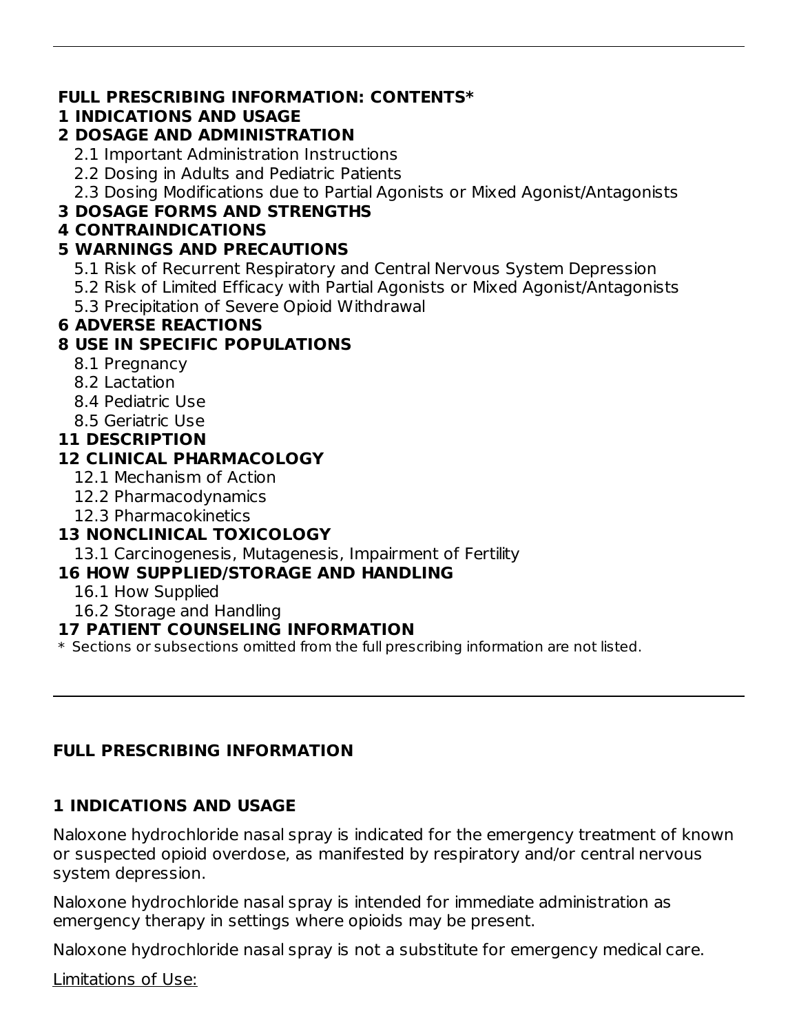**FULL PRESCRIBING INFORMATION: CONTENTS***

**1 INDICATIONS AND USAGE**

**2 DOSAGE AND ADMINISTRATION**

- 2.1 Important Administration Instructions
- 2.2 Dosing in Adults and Pediatric Patients
- 2.3 Dosing Modifications due to Partial Agonists or Mixed Agonist/Antagonists

**3 DOSAGE FORMS AND STRENGTHS**

**4 CONTRAINDICATIONS**

**5 WARNINGS AND PRECAUTIONS**

- 5.1 Risk of Recurrent Respiratory and Central Nervous System Depression
- 5.2 Risk of Limited Efficacy with Partial Agonists or Mixed Agonist/Antagonists
- 5.3 Precipitation of Severe Opioid Withdrawal

**6 ADVERSE REACTIONS**

**8 USE IN SPECIFIC POPULATIONS**

- 8.1 Pregnancy
- 8.2 Lactation
- 8.4 Pediatric Use
- 8.5 Geriatric Use

**11 DESCRIPTION**

**12 CLINICAL PHARMACOLOGY**

- 12.1 Mechanism of Action
- 12.2 Pharmacodynamics
- 12.3 Pharmacokinetics

**13 NONCLINICAL TOXICOLOGY**

- 13.1 Carcinogenesis, Mutagenesis, Impairment of Fertility

**16 HOW SUPPLIED/STORAGE AND HANDLING**

- 16.1 How Supplied
- 16.2 Storage and Handling

**17 PATIENT COUNSELING INFORMATION**

* Sections or subsections omitted from the full prescribing information are not listed.

---

# FULL PRESCRIBING INFORMATION

## 1 INDICATIONS AND USAGE

Naloxone hydrochloride nasal spray is indicated for the emergency treatment of known or suspected opioid overdose, as manifested by respiratory and/or central nervous system depression.

Naloxone hydrochloride nasal spray is intended for immediate administration as emergency therapy in settings where opioids may be present.

Naloxone hydrochloride nasal spray is not a substitute for emergency medical care.

<u>Limitations of Use:</u>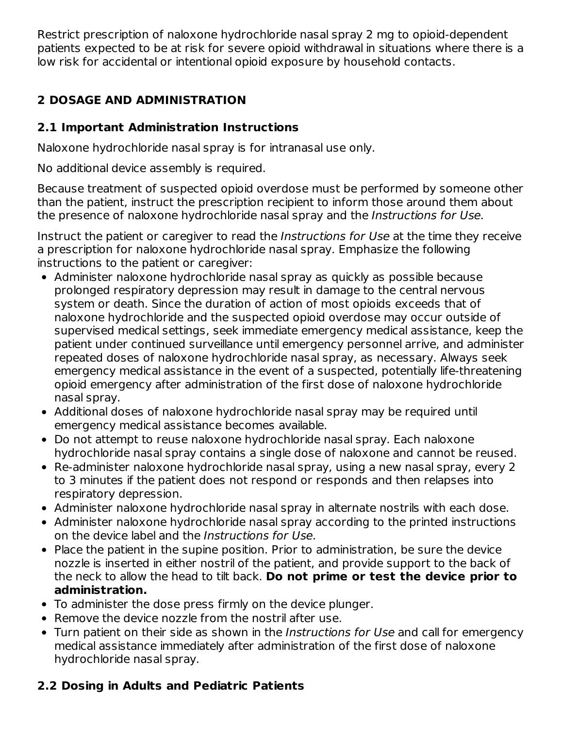Restrict prescription of naloxone hydrochloride nasal spray 2 mg to opioid-dependent patients expected to be at risk for severe opioid withdrawal in situations where there is a low risk for accidental or intentional opioid exposure by household contacts.

## 2 DOSAGE AND ADMINISTRATION

### 2.1 Important Administration Instructions

Naloxone hydrochloride nasal spray is for intranasal use only.

No additional device assembly is required.

Because treatment of suspected opioid overdose must be performed by someone other than the patient, instruct the prescription recipient to inform those around them about the presence of naloxone hydrochloride nasal spray and the *Instructions for Use*.

Instruct the patient or caregiver to read the *Instructions for Use* at the time they receive a prescription for naloxone hydrochloride nasal spray. Emphasize the following instructions to the patient or caregiver:

- Administer naloxone hydrochloride nasal spray as quickly as possible because prolonged respiratory depression may result in damage to the central nervous system or death. Since the duration of action of most opioids exceeds that of naloxone hydrochloride and the suspected opioid overdose may occur outside of supervised medical settings, seek immediate emergency medical assistance, keep the patient under continued surveillance until emergency personnel arrive, and administer repeated doses of naloxone hydrochloride nasal spray, as necessary. Always seek emergency medical assistance in the event of a suspected, potentially life-threatening opioid emergency after administration of the first dose of naloxone hydrochloride nasal spray.
- Additional doses of naloxone hydrochloride nasal spray may be required until emergency medical assistance becomes available.
- Do not attempt to reuse naloxone hydrochloride nasal spray. Each naloxone hydrochloride nasal spray contains a single dose of naloxone and cannot be reused.
- Re-administer naloxone hydrochloride nasal spray, using a new nasal spray, every 2 to 3 minutes if the patient does not respond or responds and then relapses into respiratory depression.
- Administer naloxone hydrochloride nasal spray in alternate nostrils with each dose.
- Administer naloxone hydrochloride nasal spray according to the printed instructions on the device label and the *Instructions for Use*.
- Place the patient in the supine position. Prior to administration, be sure the device nozzle is inserted in either nostril of the patient, and provide support to the back of the neck to allow the head to tilt back. **Do not prime or test the device prior to administration.**
- To administer the dose press firmly on the device plunger.
- Remove the device nozzle from the nostril after use.
- Turn patient on their side as shown in the *Instructions for Use* and call for emergency medical assistance immediately after administration of the first dose of naloxone hydrochloride nasal spray.

### 2.2 Dosing in Adults and Pediatric Patients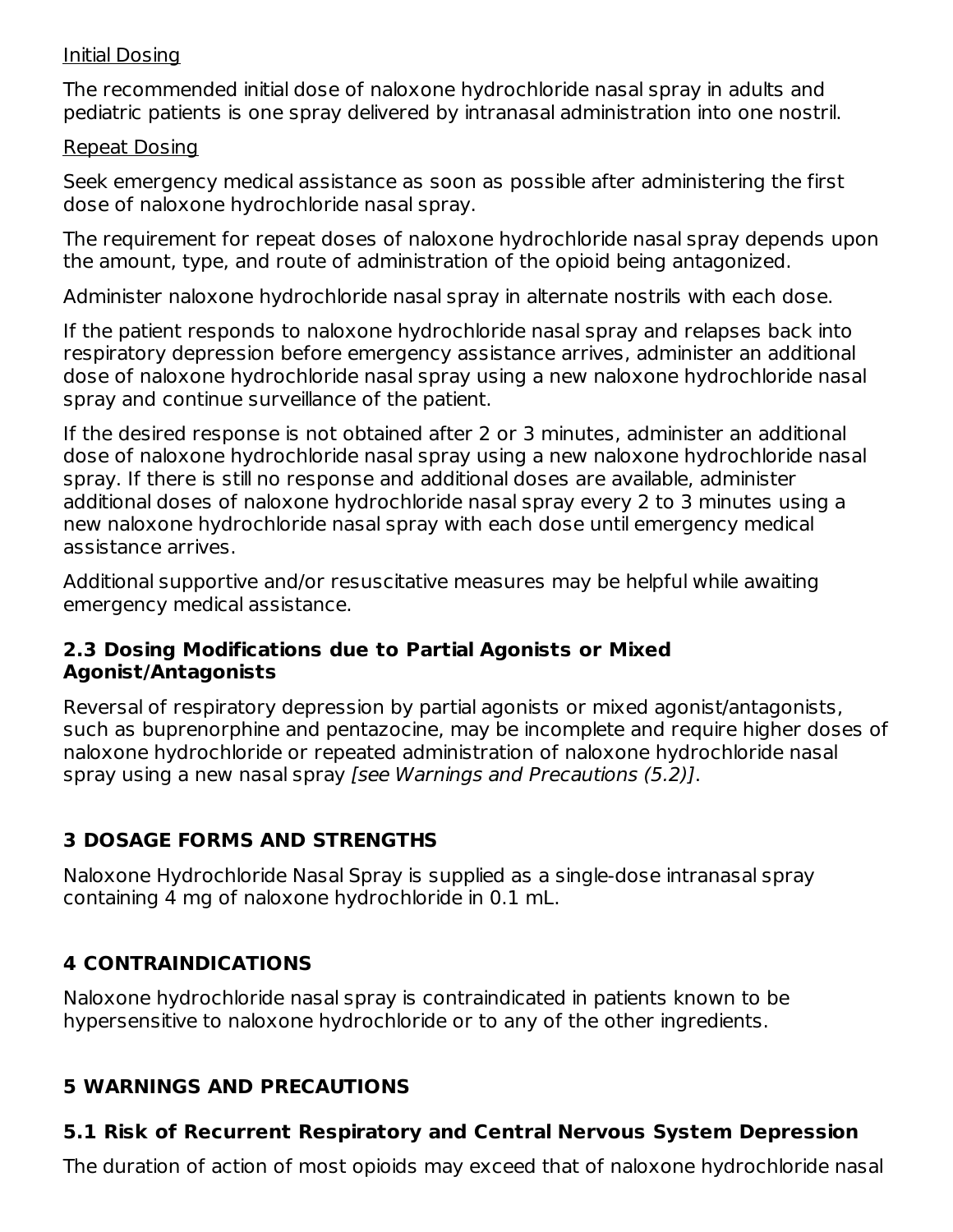Initial Dosing

The recommended initial dose of naloxone hydrochloride nasal spray in adults and pediatric patients is one spray delivered by intranasal administration into one nostril.

Repeat Dosing

Seek emergency medical assistance as soon as possible after administering the first dose of naloxone hydrochloride nasal spray.

The requirement for repeat doses of naloxone hydrochloride nasal spray depends upon the amount, type, and route of administration of the opioid being antagonized.

Administer naloxone hydrochloride nasal spray in alternate nostrils with each dose.

If the patient responds to naloxone hydrochloride nasal spray and relapses back into respiratory depression before emergency assistance arrives, administer an additional dose of naloxone hydrochloride nasal spray using a new naloxone hydrochloride nasal spray and continue surveillance of the patient.

If the desired response is not obtained after 2 or 3 minutes, administer an additional dose of naloxone hydrochloride nasal spray using a new naloxone hydrochloride nasal spray. If there is still no response and additional doses are available, administer additional doses of naloxone hydrochloride nasal spray every 2 to 3 minutes using a new naloxone hydrochloride nasal spray with each dose until emergency medical assistance arrives.

Additional supportive and/or resuscitative measures may be helpful while awaiting emergency medical assistance.

### 2.3 Dosing Modifications due to Partial Agonists or Mixed Agonist/Antagonists

Reversal of respiratory depression by partial agonists or mixed agonist/antagonists, such as buprenorphine and pentazocine, may be incomplete and require higher doses of naloxone hydrochloride or repeated administration of naloxone hydrochloride nasal spray using a new nasal spray *[see Warnings and Precautions (5.2)]*.

## 3 DOSAGE FORMS AND STRENGTHS

Naloxone Hydrochloride Nasal Spray is supplied as a single-dose intranasal spray containing 4 mg of naloxone hydrochloride in 0.1 mL.

## 4 CONTRAINDICATIONS

Naloxone hydrochloride nasal spray is contraindicated in patients known to be hypersensitive to naloxone hydrochloride or to any of the other ingredients.

## 5 WARNINGS AND PRECAUTIONS

### 5.1 Risk of Recurrent Respiratory and Central Nervous System Depression

The duration of action of most opioids may exceed that of naloxone hydrochloride nasal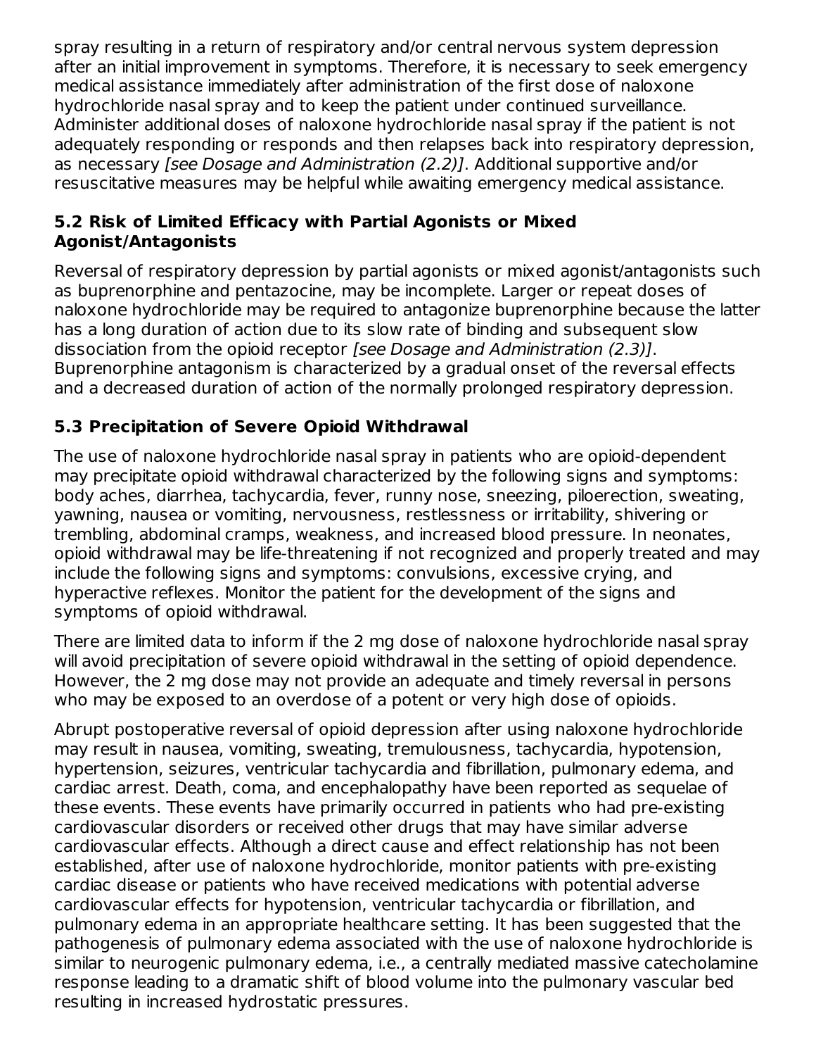spray resulting in a return of respiratory and/or central nervous system depression after an initial improvement in symptoms. Therefore, it is necessary to seek emergency medical assistance immediately after administration of the first dose of naloxone hydrochloride nasal spray and to keep the patient under continued surveillance. Administer additional doses of naloxone hydrochloride nasal spray if the patient is not adequately responding or responds and then relapses back into respiratory depression, as necessary *[see Dosage and Administration (2.2)]*. Additional supportive and/or resuscitative measures may be helpful while awaiting emergency medical assistance.

### 5.2 Risk of Limited Efficacy with Partial Agonists or Mixed Agonist/Antagonists

Reversal of respiratory depression by partial agonists or mixed agonist/antagonists such as buprenorphine and pentazocine, may be incomplete. Larger or repeat doses of naloxone hydrochloride may be required to antagonize buprenorphine because the latter has a long duration of action due to its slow rate of binding and subsequent slow dissociation from the opioid receptor *[see Dosage and Administration (2.3)]*. Buprenorphine antagonism is characterized by a gradual onset of the reversal effects and a decreased duration of action of the normally prolonged respiratory depression.

### 5.3 Precipitation of Severe Opioid Withdrawal

The use of naloxone hydrochloride nasal spray in patients who are opioid-dependent may precipitate opioid withdrawal characterized by the following signs and symptoms: body aches, diarrhea, tachycardia, fever, runny nose, sneezing, piloerection, sweating, yawning, nausea or vomiting, nervousness, restlessness or irritability, shivering or trembling, abdominal cramps, weakness, and increased blood pressure. In neonates, opioid withdrawal may be life-threatening if not recognized and properly treated and may include the following signs and symptoms: convulsions, excessive crying, and hyperactive reflexes. Monitor the patient for the development of the signs and symptoms of opioid withdrawal.

There are limited data to inform if the 2 mg dose of naloxone hydrochloride nasal spray will avoid precipitation of severe opioid withdrawal in the setting of opioid dependence. However, the 2 mg dose may not provide an adequate and timely reversal in persons who may be exposed to an overdose of a potent or very high dose of opioids.

Abrupt postoperative reversal of opioid depression after using naloxone hydrochloride may result in nausea, vomiting, sweating, tremulousness, tachycardia, hypotension, hypertension, seizures, ventricular tachycardia and fibrillation, pulmonary edema, and cardiac arrest. Death, coma, and encephalopathy have been reported as sequelae of these events. These events have primarily occurred in patients who had pre-existing cardiovascular disorders or received other drugs that may have similar adverse cardiovascular effects. Although a direct cause and effect relationship has not been established, after use of naloxone hydrochloride, monitor patients with pre-existing cardiac disease or patients who have received medications with potential adverse cardiovascular effects for hypotension, ventricular tachycardia or fibrillation, and pulmonary edema in an appropriate healthcare setting. It has been suggested that the pathogenesis of pulmonary edema associated with the use of naloxone hydrochloride is similar to neurogenic pulmonary edema, i.e., a centrally mediated massive catecholamine response leading to a dramatic shift of blood volume into the pulmonary vascular bed resulting in increased hydrostatic pressures.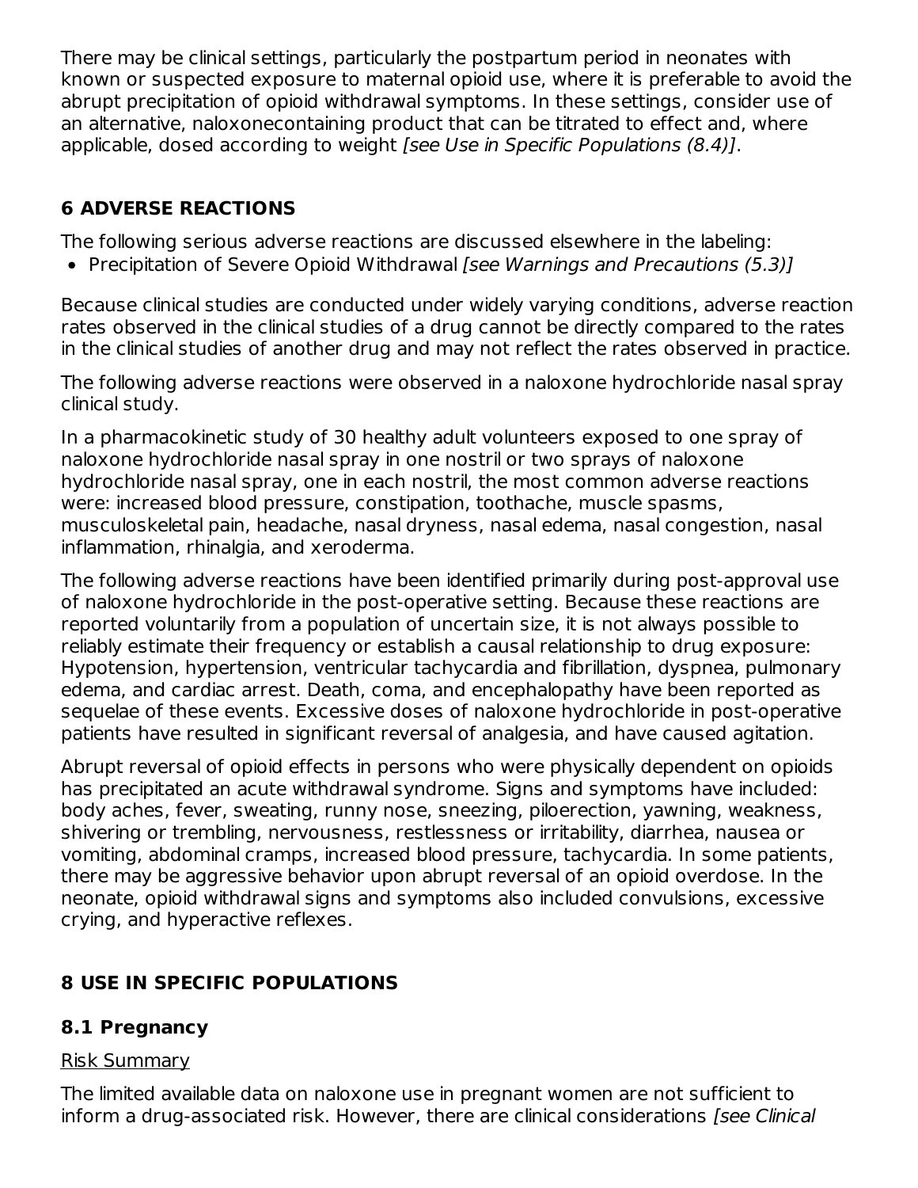There may be clinical settings, particularly the postpartum period in neonates with known or suspected exposure to maternal opioid use, where it is preferable to avoid the abrupt precipitation of opioid withdrawal symptoms. In these settings, consider use of an alternative, naloxonecontaining product that can be titrated to effect and, where applicable, dosed according to weight *[see Use in Specific Populations (8.4)]*.

## 6 ADVERSE REACTIONS

The following serious adverse reactions are discussed elsewhere in the labeling:

- Precipitation of Severe Opioid Withdrawal *[see Warnings and Precautions (5.3)]*

Because clinical studies are conducted under widely varying conditions, adverse reaction rates observed in the clinical studies of a drug cannot be directly compared to the rates in the clinical studies of another drug and may not reflect the rates observed in practice.

The following adverse reactions were observed in a naloxone hydrochloride nasal spray clinical study.

In a pharmacokinetic study of 30 healthy adult volunteers exposed to one spray of naloxone hydrochloride nasal spray in one nostril or two sprays of naloxone hydrochloride nasal spray, one in each nostril, the most common adverse reactions were: increased blood pressure, constipation, toothache, muscle spasms, musculoskeletal pain, headache, nasal dryness, nasal edema, nasal congestion, nasal inflammation, rhinalgia, and xeroderma.

The following adverse reactions have been identified primarily during post-approval use of naloxone hydrochloride in the post-operative setting. Because these reactions are reported voluntarily from a population of uncertain size, it is not always possible to reliably estimate their frequency or establish a causal relationship to drug exposure: Hypotension, hypertension, ventricular tachycardia and fibrillation, dyspnea, pulmonary edema, and cardiac arrest. Death, coma, and encephalopathy have been reported as sequelae of these events. Excessive doses of naloxone hydrochloride in post-operative patients have resulted in significant reversal of analgesia, and have caused agitation.

Abrupt reversal of opioid effects in persons who were physically dependent on opioids has precipitated an acute withdrawal syndrome. Signs and symptoms have included: body aches, fever, sweating, runny nose, sneezing, piloerection, yawning, weakness, shivering or trembling, nervousness, restlessness or irritability, diarrhea, nausea or vomiting, abdominal cramps, increased blood pressure, tachycardia. In some patients, there may be aggressive behavior upon abrupt reversal of an opioid overdose. In the neonate, opioid withdrawal signs and symptoms also included convulsions, excessive crying, and hyperactive reflexes.

## 8 USE IN SPECIFIC POPULATIONS

### 8.1 Pregnancy

Risk Summary

The limited available data on naloxone use in pregnant women are not sufficient to inform a drug-associated risk. However, there are clinical considerations *[see Clinical*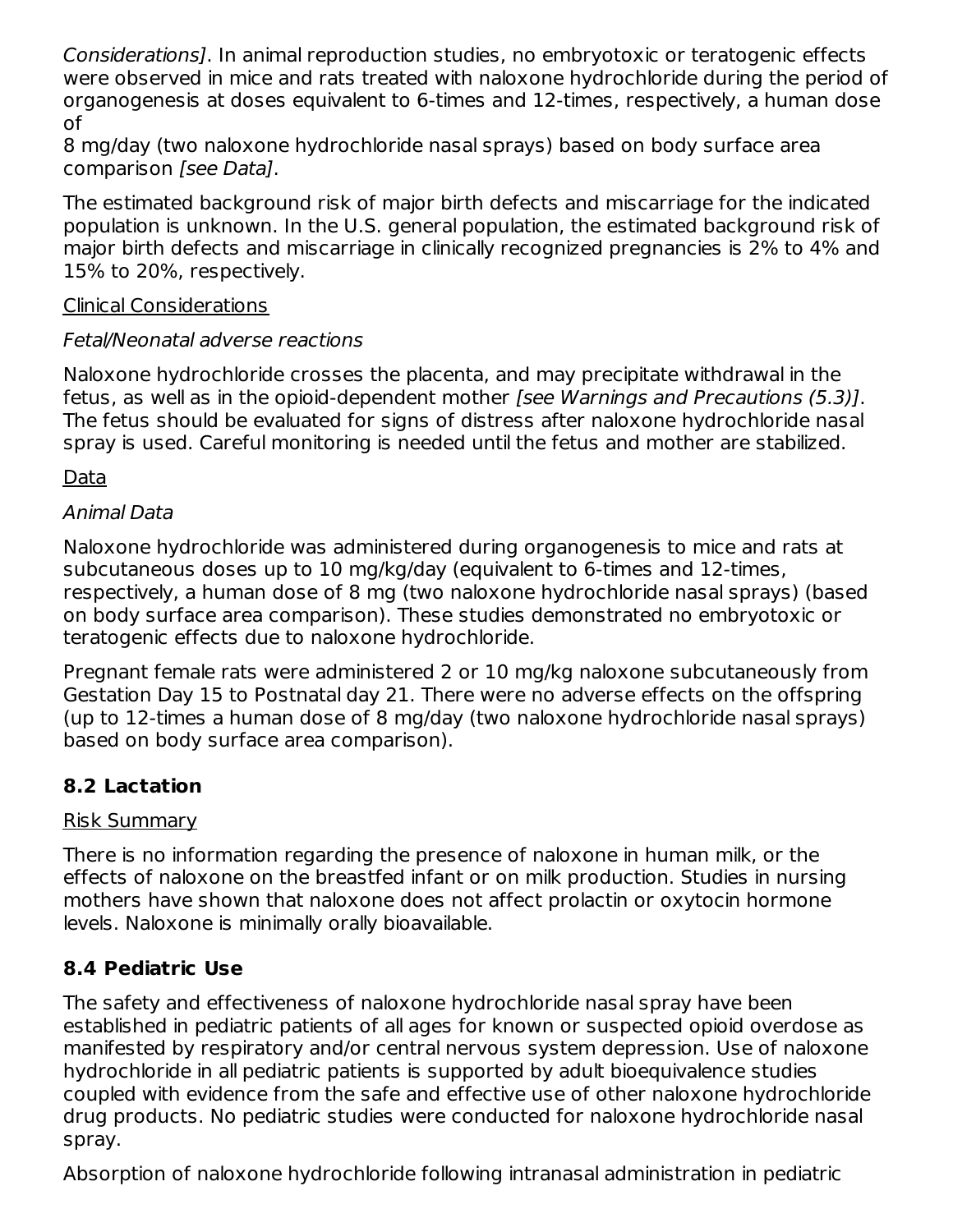*Considerations]*. In animal reproduction studies, no embryotoxic or teratogenic effects were observed in mice and rats treated with naloxone hydrochloride during the period of organogenesis at doses equivalent to 6-times and 12-times, respectively, a human dose of
8 mg/day (two naloxone hydrochloride nasal sprays) based on body surface area comparison *[see Data]*.

The estimated background risk of major birth defects and miscarriage for the indicated population is unknown. In the U.S. general population, the estimated background risk of major birth defects and miscarriage in clinically recognized pregnancies is 2% to 4% and 15% to 20%, respectively.

Clinical Considerations

*Fetal/Neonatal adverse reactions*

Naloxone hydrochloride crosses the placenta, and may precipitate withdrawal in the fetus, as well as in the opioid-dependent mother *[see Warnings and Precautions (5.3)]*. The fetus should be evaluated for signs of distress after naloxone hydrochloride nasal spray is used. Careful monitoring is needed until the fetus and mother are stabilized.

Data

*Animal Data*

Naloxone hydrochloride was administered during organogenesis to mice and rats at subcutaneous doses up to 10 mg/kg/day (equivalent to 6-times and 12-times, respectively, a human dose of 8 mg (two naloxone hydrochloride nasal sprays) (based on body surface area comparison). These studies demonstrated no embryotoxic or teratogenic effects due to naloxone hydrochloride.

Pregnant female rats were administered 2 or 10 mg/kg naloxone subcutaneously from Gestation Day 15 to Postnatal day 21. There were no adverse effects on the offspring (up to 12-times a human dose of 8 mg/day (two naloxone hydrochloride nasal sprays) based on body surface area comparison).

### 8.2 Lactation

Risk Summary

There is no information regarding the presence of naloxone in human milk, or the effects of naloxone on the breastfed infant or on milk production. Studies in nursing mothers have shown that naloxone does not affect prolactin or oxytocin hormone levels. Naloxone is minimally orally bioavailable.

### 8.4 Pediatric Use

The safety and effectiveness of naloxone hydrochloride nasal spray have been established in pediatric patients of all ages for known or suspected opioid overdose as manifested by respiratory and/or central nervous system depression. Use of naloxone hydrochloride in all pediatric patients is supported by adult bioequivalence studies coupled with evidence from the safe and effective use of other naloxone hydrochloride drug products. No pediatric studies were conducted for naloxone hydrochloride nasal spray.

Absorption of naloxone hydrochloride following intranasal administration in pediatric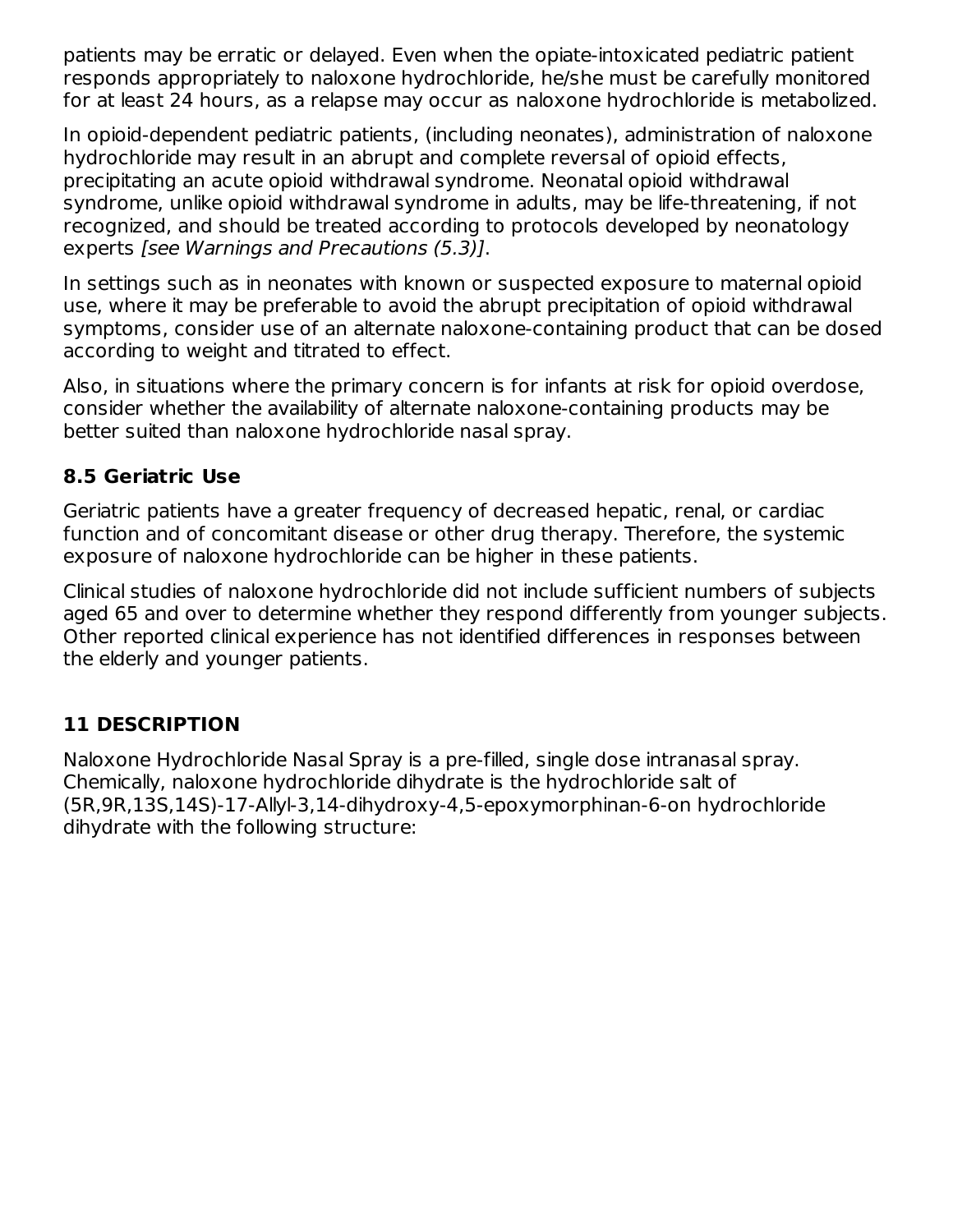patients may be erratic or delayed. Even when the opiate-intoxicated pediatric patient responds appropriately to naloxone hydrochloride, he/she must be carefully monitored for at least 24 hours, as a relapse may occur as naloxone hydrochloride is metabolized.

In opioid-dependent pediatric patients, (including neonates), administration of naloxone hydrochloride may result in an abrupt and complete reversal of opioid effects, precipitating an acute opioid withdrawal syndrome. Neonatal opioid withdrawal syndrome, unlike opioid withdrawal syndrome in adults, may be life-threatening, if not recognized, and should be treated according to protocols developed by neonatology experts *[see Warnings and Precautions (5.3)]*.

In settings such as in neonates with known or suspected exposure to maternal opioid use, where it may be preferable to avoid the abrupt precipitation of opioid withdrawal symptoms, consider use of an alternate naloxone-containing product that can be dosed according to weight and titrated to effect.

Also, in situations where the primary concern is for infants at risk for opioid overdose, consider whether the availability of alternate naloxone-containing products may be better suited than naloxone hydrochloride nasal spray.

### 8.5 Geriatric Use

Geriatric patients have a greater frequency of decreased hepatic, renal, or cardiac function and of concomitant disease or other drug therapy. Therefore, the systemic exposure of naloxone hydrochloride can be higher in these patients.

Clinical studies of naloxone hydrochloride did not include sufficient numbers of subjects aged 65 and over to determine whether they respond differently from younger subjects. Other reported clinical experience has not identified differences in responses between the elderly and younger patients.

## 11 DESCRIPTION

Naloxone Hydrochloride Nasal Spray is a pre-filled, single dose intranasal spray. Chemically, naloxone hydrochloride dihydrate is the hydrochloride salt of (5R,9R,13S,14S)-17-Allyl-3,14-dihydroxy-4,5-epoxymorphinan-6-on hydrochloride dihydrate with the following structure: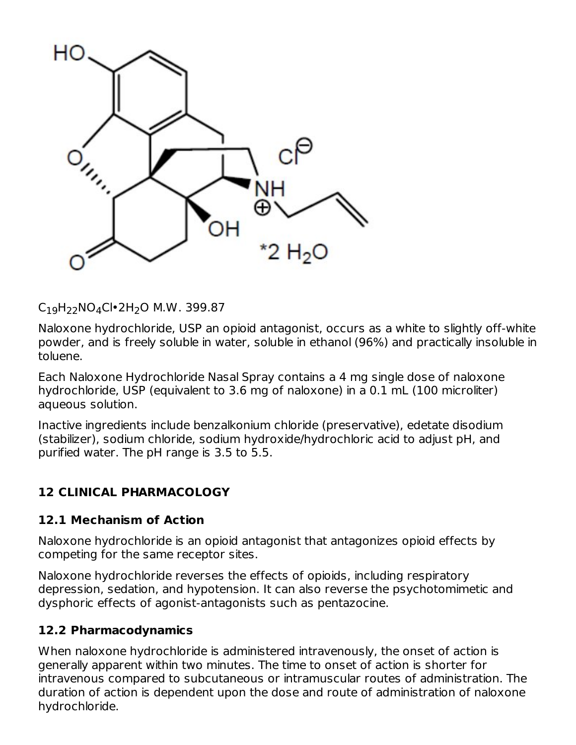$C_{19}H_{22}NO_4Cl \cdot 2H_2O$ M.W. 399.87

Naloxone hydrochloride, USP an opioid antagonist, occurs as a white to slightly off-white powder, and is freely soluble in water, soluble in ethanol (96%) and practically insoluble in toluene.

Each Naloxone Hydrochloride Nasal Spray contains a 4 mg single dose of naloxone hydrochloride, USP (equivalent to 3.6 mg of naloxone) in a 0.1 mL (100 microliter) aqueous solution.

Inactive ingredients include benzalkonium chloride (preservative), edetate disodium (stabilizer), sodium chloride, sodium hydroxide/hydrochloric acid to adjust pH, and purified water. The pH range is 3.5 to 5.5.

## 12 CLINICAL PHARMACOLOGY

### 12.1 Mechanism of Action

Naloxone hydrochloride is an opioid antagonist that antagonizes opioid effects by competing for the same receptor sites.

Naloxone hydrochloride reverses the effects of opioids, including respiratory depression, sedation, and hypotension. It can also reverse the psychotomimetic and dysphoric effects of agonist-antagonists such as pentazocine.

### 12.2 Pharmacodynamics

When naloxone hydrochloride is administered intravenously, the onset of action is generally apparent within two minutes. The time to onset of action is shorter for intravenous compared to subcutaneous or intramuscular routes of administration. The duration of action is dependent upon the dose and route of administration of naloxone hydrochloride.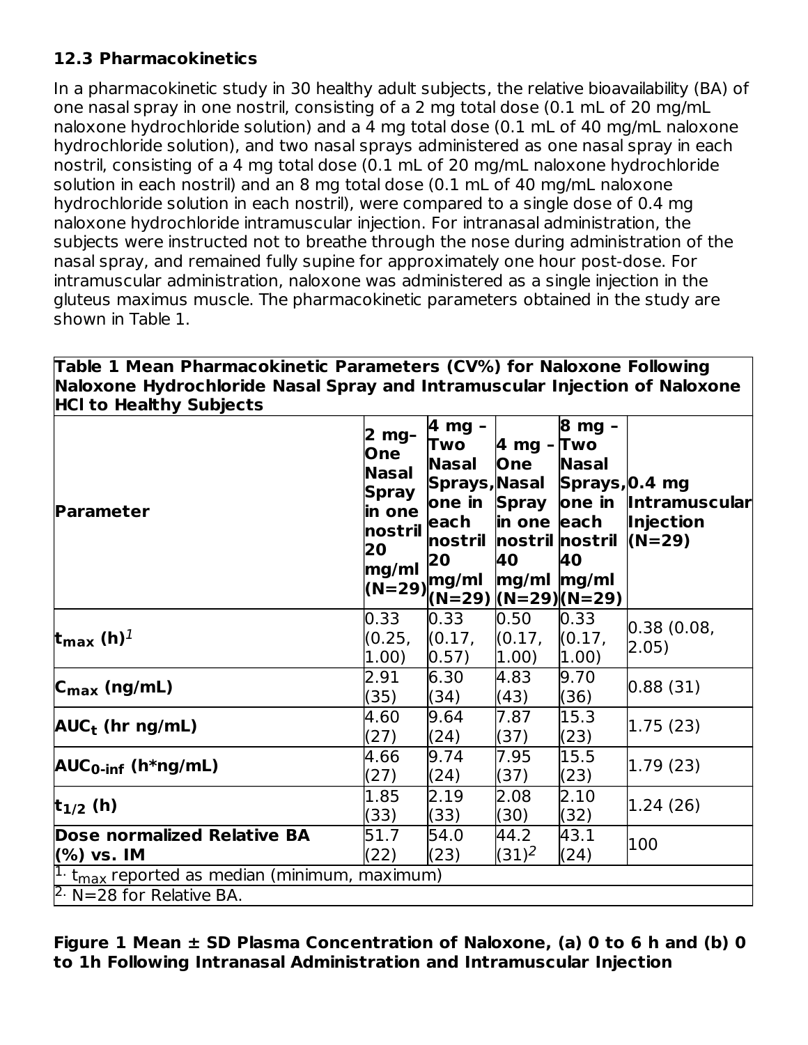### 12.3 Pharmacokinetics

In a pharmacokinetic study in 30 healthy adult subjects, the relative bioavailability (BA) of one nasal spray in one nostril, consisting of a 2 mg total dose (0.1 mL of 20 mg/mL naloxone hydrochloride solution) and a 4 mg total dose (0.1 mL of 40 mg/mL naloxone hydrochloride solution), and two nasal sprays administered as one nasal spray in each nostril, consisting of a 4 mg total dose (0.1 mL of 20 mg/mL naloxone hydrochloride solution in each nostril) and an 8 mg total dose (0.1 mL of 40 mg/mL naloxone hydrochloride solution in each nostril), were compared to a single dose of 0.4 mg naloxone hydrochloride intramuscular injection. For intranasal administration, the subjects were instructed not to breathe through the nose during administration of the nasal spray, and remained fully supine for approximately one hour post-dose. For intramuscular administration, naloxone was administered as a single injection in the gluteus maximus muscle. The pharmacokinetic parameters obtained in the study are shown in Table 1.

**Table 1 Mean Pharmacokinetic Parameters (CV%) for Naloxone Following Naloxone Hydrochloride Nasal Spray and Intramuscular Injection of Naloxone HCl to Healthy Subjects**

| Parameter | 2 mg- One Nasal Spray in one nostril 20 mg/ml (N=29) | 4 mg – Two Nasal Sprays, one in each nostril 20 mg/ml (N=29) | 4 mg – One Nasal Spray in one nostril 40 mg/ml (N=29) | 8 mg – Two Nasal Sprays, one in each nostril 40 mg/ml (N=29) | 0.4 mg Intramuscular Injection (N=29) |
|---|---|---|---|---|---|
| $t_{max}$ (h)[1] | 0.33 (0.25, 1.00) | 0.33 (0.17, 0.57) | 0.50 (0.17, 1.00) | 0.33 (0.17, 1.00) | 0.38 (0.08, 2.05) |
| $C_{max}$ (ng/mL) | 2.91 (35) | 6.30 (34) | 4.83 (43) | 9.70 (36) | 0.88 (31) |
| $AUC_t$ (hr ng/mL) | 4.60 (27) | 9.64 (24) | 7.87 (37) | 15.3 (23) | 1.75 (23) |
| $AUC_{0-inf}$ (h*ng/mL) | 4.66 (27) | 9.74 (24) | 7.95 (37) | 15.5 (23) | 1.79 (23) |
| $t_{1/2}$ (h) | 1.85 (33) | 2.19 (33) | 2.08 (30) | 2.10 (32) | 1.24 (26) |
| **Dose normalized Relative BA (%) vs. IM** | 51.7 (22) | 54.0 (23) | 44.2 (31)[2] | 43.1 (24) | 100 |

[1] $t_{max}$ reported as median (minimum, maximum)

[2] N=28 for Relative BA.

**Figure 1 Mean ± SD Plasma Concentration of Naloxone, (a) 0 to 6 h and (b) 0 to 1h Following Intranasal Administration and Intramuscular Injection**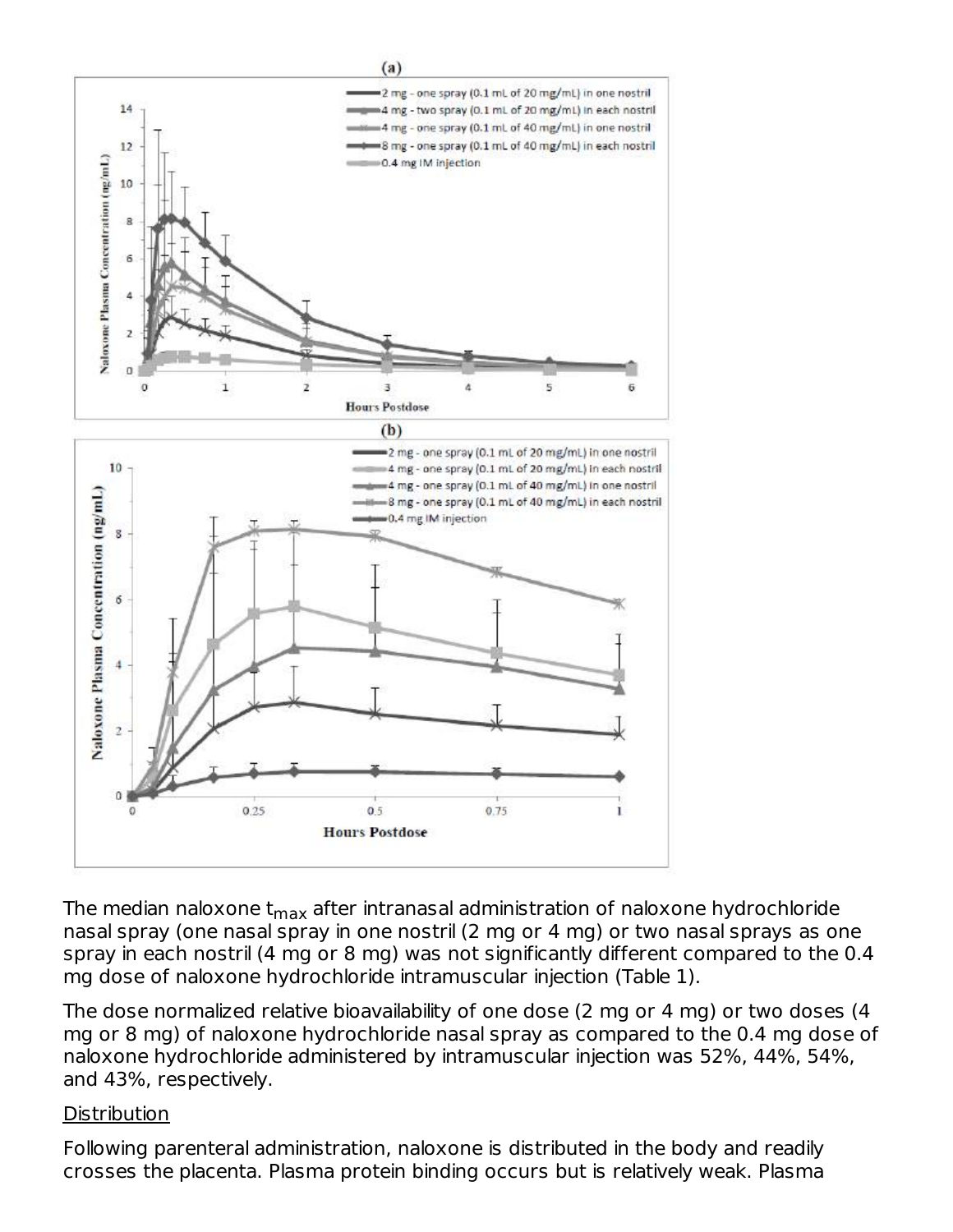The median naloxone $t_{max}$ after intranasal administration of naloxone hydrochloride nasal spray (one nasal spray in one nostril (2 mg or 4 mg) or two nasal sprays as one spray in each nostril (4 mg or 8 mg) was not significantly different compared to the 0.4 mg dose of naloxone hydrochloride intramuscular injection (Table 1).

The dose normalized relative bioavailability of one dose (2 mg or 4 mg) or two doses (4 mg or 8 mg) of naloxone hydrochloride nasal spray as compared to the 0.4 mg dose of naloxone hydrochloride administered by intramuscular injection was 52%, 44%, 54%, and 43%, respectively.

Distribution

Following parenteral administration, naloxone is distributed in the body and readily crosses the placenta. Plasma protein binding occurs but is relatively weak. Plasma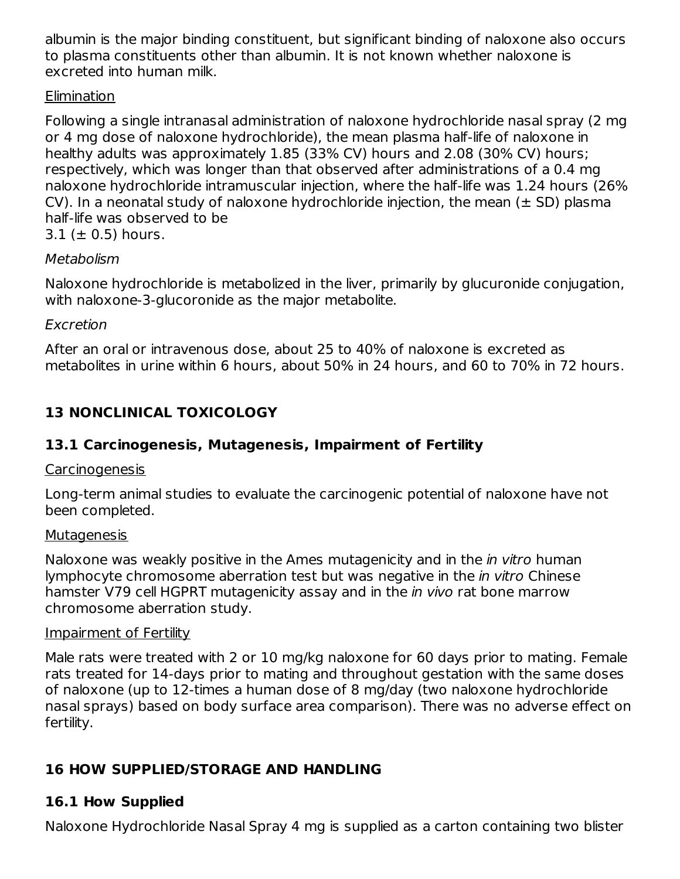albumin is the major binding constituent, but significant binding of naloxone also occurs to plasma constituents other than albumin. It is not known whether naloxone is excreted into human milk.

Elimination

Following a single intranasal administration of naloxone hydrochloride nasal spray (2 mg or 4 mg dose of naloxone hydrochloride), the mean plasma half-life of naloxone in healthy adults was approximately 1.85 (33% CV) hours and 2.08 (30% CV) hours; respectively, which was longer than that observed after administrations of a 0.4 mg naloxone hydrochloride intramuscular injection, where the half-life was 1.24 hours (26% CV). In a neonatal study of naloxone hydrochloride injection, the mean (± SD) plasma half-life was observed to be
3.1 (± 0.5) hours.

*Metabolism*

Naloxone hydrochloride is metabolized in the liver, primarily by glucuronide conjugation, with naloxone-3-glucoronide as the major metabolite.

*Excretion*

After an oral or intravenous dose, about 25 to 40% of naloxone is excreted as metabolites in urine within 6 hours, about 50% in 24 hours, and 60 to 70% in 72 hours.

## 13 NONCLINICAL TOXICOLOGY

### 13.1 Carcinogenesis, Mutagenesis, Impairment of Fertility

Carcinogenesis

Long-term animal studies to evaluate the carcinogenic potential of naloxone have not been completed.

Mutagenesis

Naloxone was weakly positive in the Ames mutagenicity and in the *in vitro* human lymphocyte chromosome aberration test but was negative in the *in vitro* Chinese hamster V79 cell HGPRT mutagenicity assay and in the *in vivo* rat bone marrow chromosome aberration study.

Impairment of Fertility

Male rats were treated with 2 or 10 mg/kg naloxone for 60 days prior to mating. Female rats treated for 14-days prior to mating and throughout gestation with the same doses of naloxone (up to 12-times a human dose of 8 mg/day (two naloxone hydrochloride nasal sprays) based on body surface area comparison). There was no adverse effect on fertility.

## 16 HOW SUPPLIED/STORAGE AND HANDLING

### 16.1 How Supplied

Naloxone Hydrochloride Nasal Spray 4 mg is supplied as a carton containing two blister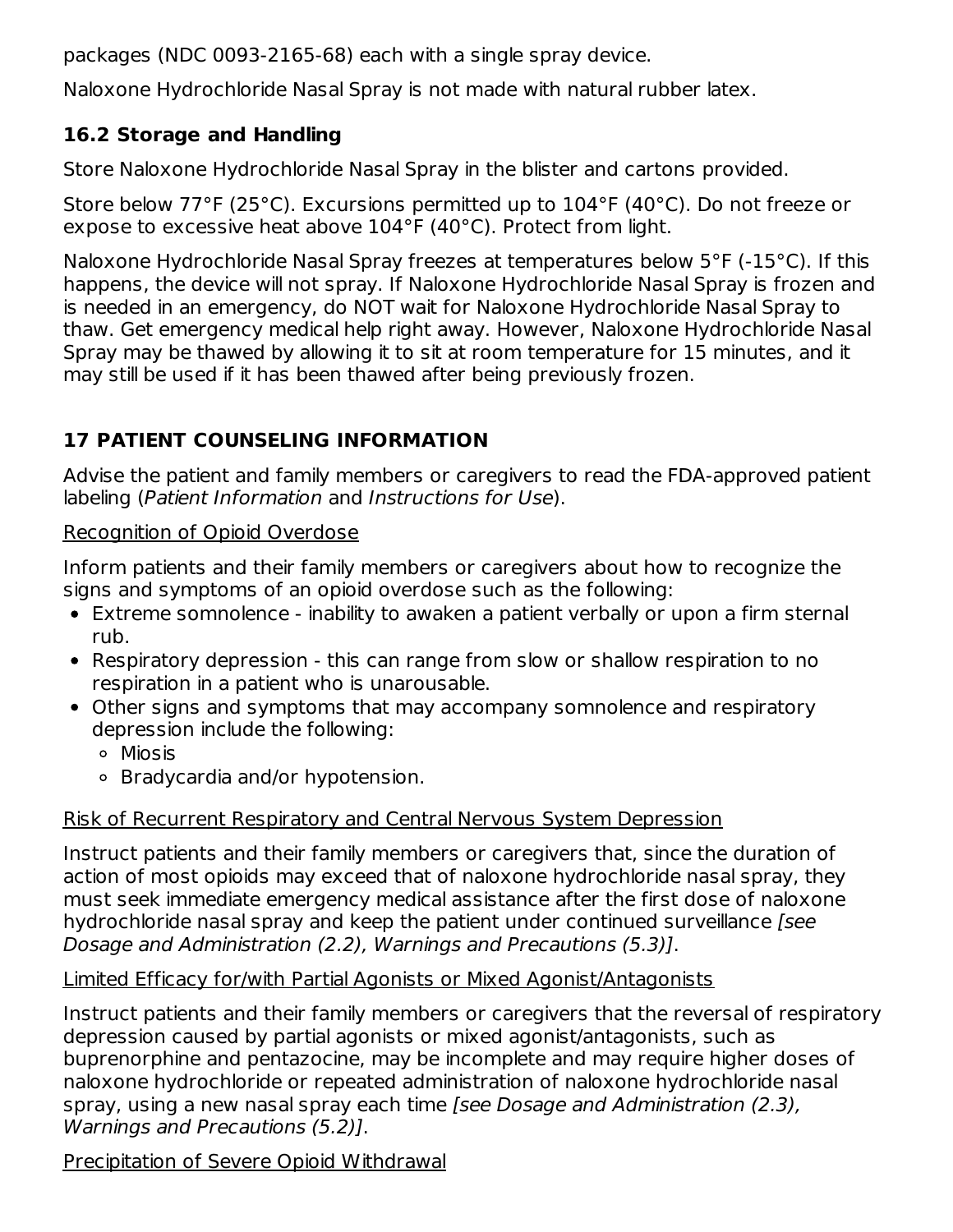packages (NDC 0093-2165-68) each with a single spray device.

Naloxone Hydrochloride Nasal Spray is not made with natural rubber latex.

### 16.2 Storage and Handling

Store Naloxone Hydrochloride Nasal Spray in the blister and cartons provided.

Store below 77°F (25°C). Excursions permitted up to 104°F (40°C). Do not freeze or expose to excessive heat above 104°F (40°C). Protect from light.

Naloxone Hydrochloride Nasal Spray freezes at temperatures below 5°F (-15°C). If this happens, the device will not spray. If Naloxone Hydrochloride Nasal Spray is frozen and is needed in an emergency, do NOT wait for Naloxone Hydrochloride Nasal Spray to thaw. Get emergency medical help right away. However, Naloxone Hydrochloride Nasal Spray may be thawed by allowing it to sit at room temperature for 15 minutes, and it may still be used if it has been thawed after being previously frozen.

## 17 PATIENT COUNSELING INFORMATION

Advise the patient and family members or caregivers to read the FDA-approved patient labeling (*Patient Information* and *Instructions for Use*).

Recognition of Opioid Overdose

Inform patients and their family members or caregivers about how to recognize the signs and symptoms of an opioid overdose such as the following:

- Extreme somnolence - inability to awaken a patient verbally or upon a firm sternal rub.
- Respiratory depression - this can range from slow or shallow respiration to no respiration in a patient who is unarousable.
- Other signs and symptoms that may accompany somnolence and respiratory depression include the following:
  - Miosis
  - Bradycardia and/or hypotension.

Risk of Recurrent Respiratory and Central Nervous System Depression

Instruct patients and their family members or caregivers that, since the duration of action of most opioids may exceed that of naloxone hydrochloride nasal spray, they must seek immediate emergency medical assistance after the first dose of naloxone hydrochloride nasal spray and keep the patient under continued surveillance *[see Dosage and Administration (2.2), Warnings and Precautions (5.3)]*.

Limited Efficacy for/with Partial Agonists or Mixed Agonist/Antagonists

Instruct patients and their family members or caregivers that the reversal of respiratory depression caused by partial agonists or mixed agonist/antagonists, such as buprenorphine and pentazocine, may be incomplete and may require higher doses of naloxone hydrochloride or repeated administration of naloxone hydrochloride nasal spray, using a new nasal spray each time *[see Dosage and Administration (2.3), Warnings and Precautions (5.2)]*.

Precipitation of Severe Opioid Withdrawal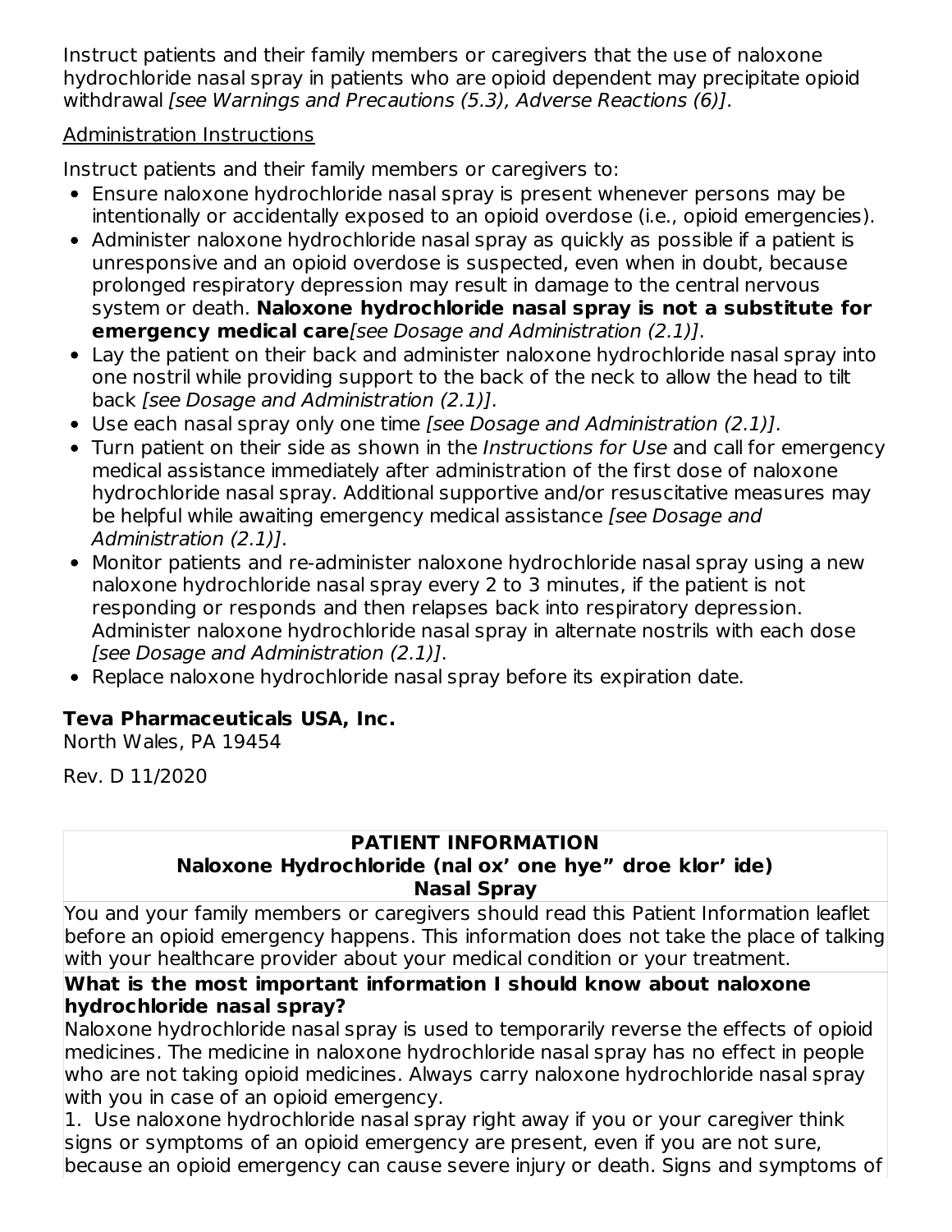Instruct patients and their family members or caregivers that the use of naloxone hydrochloride nasal spray in patients who are opioid dependent may precipitate opioid withdrawal *[see Warnings and Precautions (5.3), Adverse Reactions (6)]*.

Administration Instructions

Instruct patients and their family members or caregivers to:

- Ensure naloxone hydrochloride nasal spray is present whenever persons may be intentionally or accidentally exposed to an opioid overdose (i.e., opioid emergencies).
- Administer naloxone hydrochloride nasal spray as quickly as possible if a patient is unresponsive and an opioid overdose is suspected, even when in doubt, because prolonged respiratory depression may result in damage to the central nervous system or death. **Naloxone hydrochloride nasal spray is not a substitute for emergency medical care***[see Dosage and Administration (2.1)]*.
- Lay the patient on their back and administer naloxone hydrochloride nasal spray into one nostril while providing support to the back of the neck to allow the head to tilt back *[see Dosage and Administration (2.1)]*.
- Use each nasal spray only one time *[see Dosage and Administration (2.1)]*.
- Turn patient on their side as shown in the *Instructions for Use* and call for emergency medical assistance immediately after administration of the first dose of naloxone hydrochloride nasal spray. Additional supportive and/or resuscitative measures may be helpful while awaiting emergency medical assistance *[see Dosage and Administration (2.1)]*.
- Monitor patients and re-administer naloxone hydrochloride nasal spray using a new naloxone hydrochloride nasal spray every 2 to 3 minutes, if the patient is not responding or responds and then relapses back into respiratory depression. Administer naloxone hydrochloride nasal spray in alternate nostrils with each dose *[see Dosage and Administration (2.1)]*.
- Replace naloxone hydrochloride nasal spray before its expiration date.

**Teva Pharmaceuticals USA, Inc.**
North Wales, PA 19454

Rev. D 11/2020

**PATIENT INFORMATION**
**Naloxone Hydrochloride (nal ox' one hye" droe klor' ide)**
**Nasal Spray**

You and your family members or caregivers should read this Patient Information leaflet before an opioid emergency happens. This information does not take the place of talking with your healthcare provider about your medical condition or your treatment.

**What is the most important information I should know about naloxone hydrochloride nasal spray?**

Naloxone hydrochloride nasal spray is used to temporarily reverse the effects of opioid medicines. The medicine in naloxone hydrochloride nasal spray has no effect in people who are not taking opioid medicines. Always carry naloxone hydrochloride nasal spray with you in case of an opioid emergency.

1. Use naloxone hydrochloride nasal spray right away if you or your caregiver think signs or symptoms of an opioid emergency are present, even if you are not sure, because an opioid emergency can cause severe injury or death. Signs and symptoms of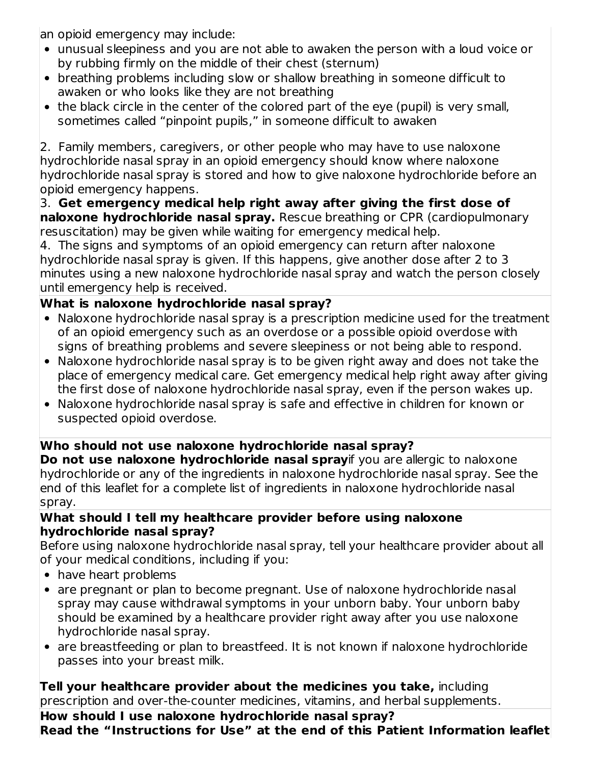an opioid emergency may include:

- unusual sleepiness and you are not able to awaken the person with a loud voice or by rubbing firmly on the middle of their chest (sternum)
- breathing problems including slow or shallow breathing in someone difficult to awaken or who looks like they are not breathing
- the black circle in the center of the colored part of the eye (pupil) is very small, sometimes called "pinpoint pupils," in someone difficult to awaken

2. Family members, caregivers, or other people who may have to use naloxone hydrochloride nasal spray in an opioid emergency should know where naloxone hydrochloride nasal spray is stored and how to give naloxone hydrochloride before an opioid emergency happens.

3. **Get emergency medical help right away after giving the first dose of naloxone hydrochloride nasal spray.** Rescue breathing or CPR (cardiopulmonary resuscitation) may be given while waiting for emergency medical help.

4. The signs and symptoms of an opioid emergency can return after naloxone hydrochloride nasal spray is given. If this happens, give another dose after 2 to 3 minutes using a new naloxone hydrochloride nasal spray and watch the person closely until emergency help is received.

**What is naloxone hydrochloride nasal spray?**

- Naloxone hydrochloride nasal spray is a prescription medicine used for the treatment of an opioid emergency such as an overdose or a possible opioid overdose with signs of breathing problems and severe sleepiness or not being able to respond.
- Naloxone hydrochloride nasal spray is to be given right away and does not take the place of emergency medical care. Get emergency medical help right away after giving the first dose of naloxone hydrochloride nasal spray, even if the person wakes up.
- Naloxone hydrochloride nasal spray is safe and effective in children for known or suspected opioid overdose.

**Who should not use naloxone hydrochloride nasal spray?**

**Do not use naloxone hydrochloride nasal spray** if you are allergic to naloxone hydrochloride or any of the ingredients in naloxone hydrochloride nasal spray. See the end of this leaflet for a complete list of ingredients in naloxone hydrochloride nasal spray.

**What should I tell my healthcare provider before using naloxone hydrochloride nasal spray?**

Before using naloxone hydrochloride nasal spray, tell your healthcare provider about all of your medical conditions, including if you:

- have heart problems
- are pregnant or plan to become pregnant. Use of naloxone hydrochloride nasal spray may cause withdrawal symptoms in your unborn baby. Your unborn baby should be examined by a healthcare provider right away after you use naloxone hydrochloride nasal spray.
- are breastfeeding or plan to breastfeed. It is not known if naloxone hydrochloride passes into your breast milk.

**Tell your healthcare provider about the medicines you take,** including prescription and over-the-counter medicines, vitamins, and herbal supplements.

**How should I use naloxone hydrochloride nasal spray?**

**Read the "Instructions for Use" at the end of this Patient Information leaflet**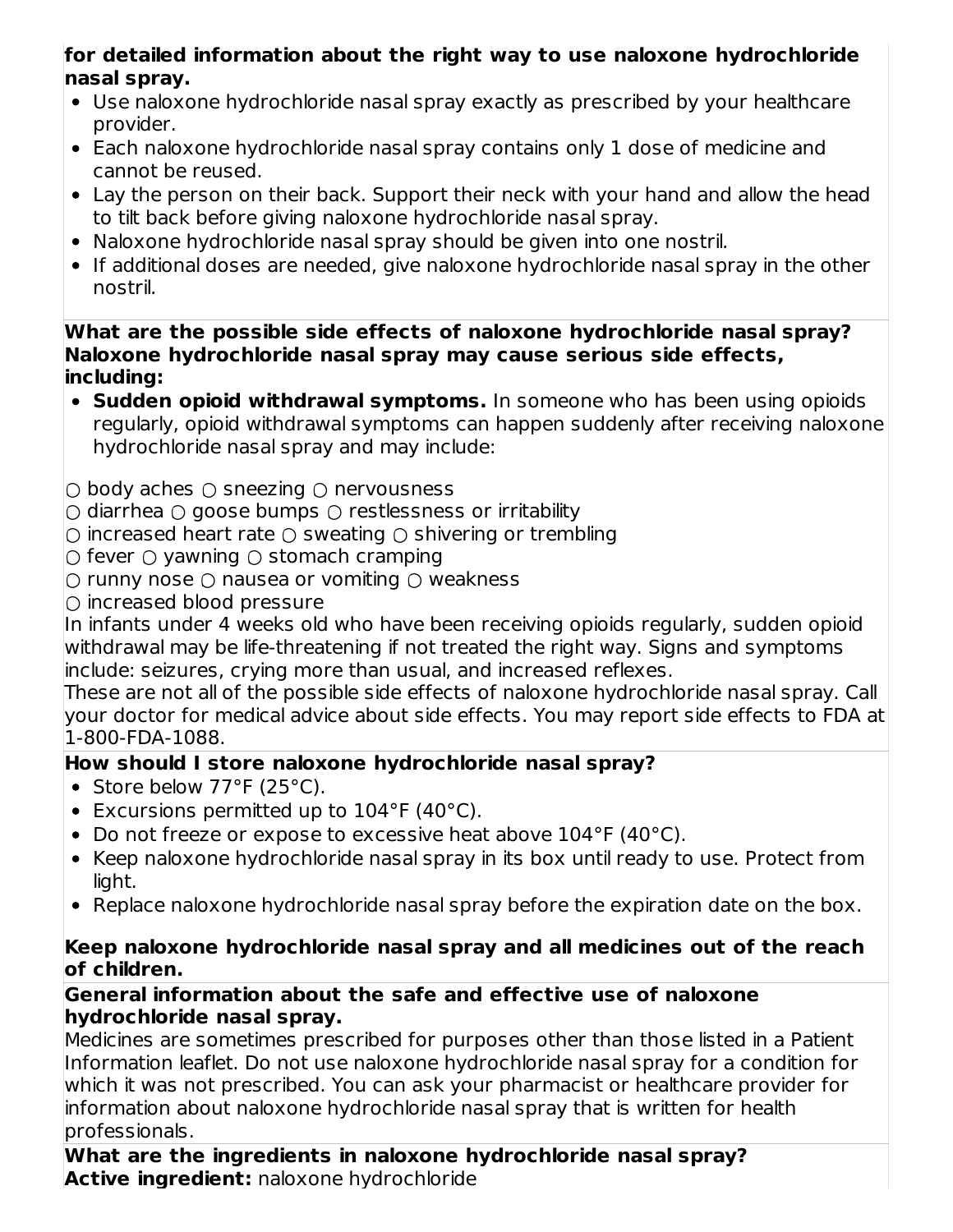**for detailed information about the right way to use naloxone hydrochloride nasal spray.**

- Use naloxone hydrochloride nasal spray exactly as prescribed by your healthcare provider.
- Each naloxone hydrochloride nasal spray contains only 1 dose of medicine and cannot be reused.
- Lay the person on their back. Support their neck with your hand and allow the head to tilt back before giving naloxone hydrochloride nasal spray.
- Naloxone hydrochloride nasal spray should be given into one nostril.
- If additional doses are needed, give naloxone hydrochloride nasal spray in the other nostril.

**What are the possible side effects of naloxone hydrochloride nasal spray?**
**Naloxone hydrochloride nasal spray may cause serious side effects, including:**

- **Sudden opioid withdrawal symptoms.** In someone who has been using opioids regularly, opioid withdrawal symptoms can happen suddenly after receiving naloxone hydrochloride nasal spray and may include:

○ body aches ○ sneezing ○ nervousness
○ diarrhea ○ goose bumps ○ restlessness or irritability
○ increased heart rate ○ sweating ○ shivering or trembling
○ fever ○ yawning ○ stomach cramping
○ runny nose ○ nausea or vomiting ○ weakness
○ increased blood pressure

In infants under 4 weeks old who have been receiving opioids regularly, sudden opioid withdrawal may be life-threatening if not treated the right way. Signs and symptoms include: seizures, crying more than usual, and increased reflexes.

These are not all of the possible side effects of naloxone hydrochloride nasal spray. Call your doctor for medical advice about side effects. You may report side effects to FDA at 1-800-FDA-1088.

**How should I store naloxone hydrochloride nasal spray?**

- Store below 77°F (25°C).
- Excursions permitted up to 104°F (40°C).
- Do not freeze or expose to excessive heat above 104°F (40°C).
- Keep naloxone hydrochloride nasal spray in its box until ready to use. Protect from light.
- Replace naloxone hydrochloride nasal spray before the expiration date on the box.

**Keep naloxone hydrochloride nasal spray and all medicines out of the reach of children.**

**General information about the safe and effective use of naloxone hydrochloride nasal spray.**

Medicines are sometimes prescribed for purposes other than those listed in a Patient Information leaflet. Do not use naloxone hydrochloride nasal spray for a condition for which it was not prescribed. You can ask your pharmacist or healthcare provider for information about naloxone hydrochloride nasal spray that is written for health professionals.

**What are the ingredients in naloxone hydrochloride nasal spray?**
**Active ingredient:** naloxone hydrochloride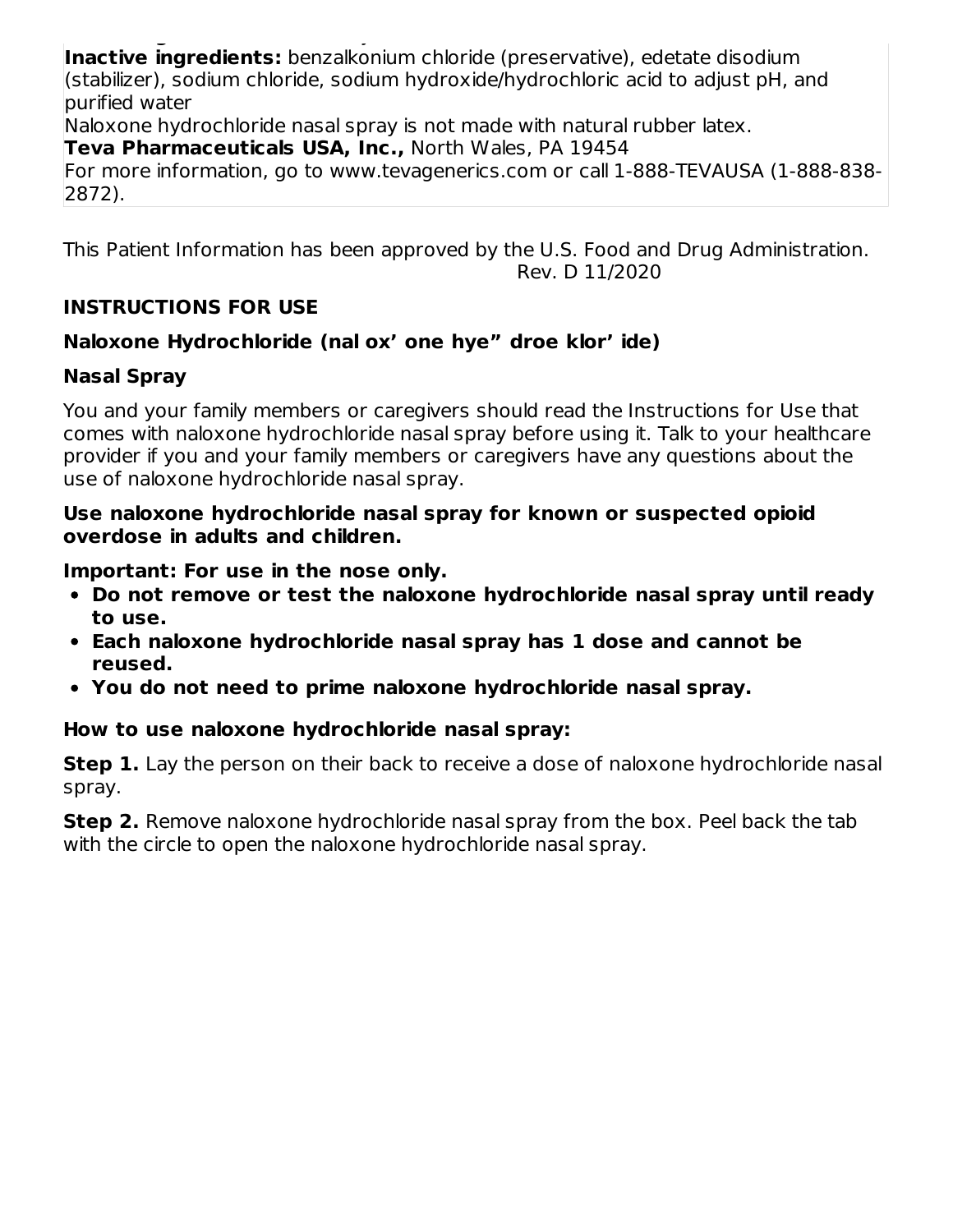**Inactive ingredients:** benzalkonium chloride (preservative), edetate disodium (stabilizer), sodium chloride, sodium hydroxide/hydrochloric acid to adjust pH, and purified water

Naloxone hydrochloride nasal spray is not made with natural rubber latex.

**Teva Pharmaceuticals USA, Inc.,** North Wales, PA 19454

For more information, go to www.tevagenerics.com or call 1-888-TEVAUSA (1-888-838-2872).

This Patient Information has been approved by the U.S. Food and Drug Administration.

Rev. D 11/2020

## INSTRUCTIONS FOR USE

### Naloxone Hydrochloride (nal ox' one hye" droe klor' ide)

### Nasal Spray

You and your family members or caregivers should read the Instructions for Use that comes with naloxone hydrochloride nasal spray before using it. Talk to your healthcare provider if you and your family members or caregivers have any questions about the use of naloxone hydrochloride nasal spray.

**Use naloxone hydrochloride nasal spray for known or suspected opioid overdose in adults and children.**

**Important: For use in the nose only.**

- **Do not remove or test the naloxone hydrochloride nasal spray until ready to use.**
- **Each naloxone hydrochloride nasal spray has 1 dose and cannot be reused.**
- **You do not need to prime naloxone hydrochloride nasal spray.**

**How to use naloxone hydrochloride nasal spray:**

**Step 1.** Lay the person on their back to receive a dose of naloxone hydrochloride nasal spray.

**Step 2.** Remove naloxone hydrochloride nasal spray from the box. Peel back the tab with the circle to open the naloxone hydrochloride nasal spray.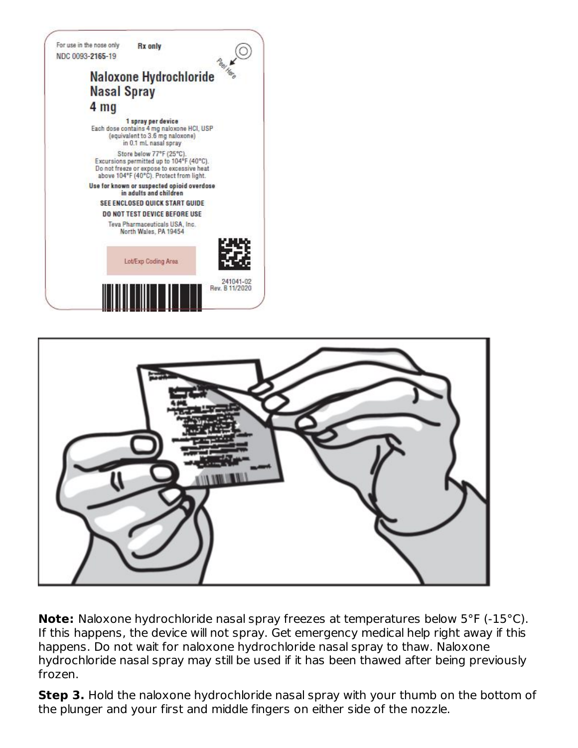For use in the nose only **Rx only**

NDC 0093-**2165**-19

Peel Here

## Naloxone Hydrochloride Nasal Spray 4 mg

**1 spray per device**

Each dose contains 4 mg naloxone HCl, USP (equivalent to 3.6 mg naloxone) in 0.1 mL nasal spray

Store below 77°F (25°C). Excursions permitted up to 104°F (40°C). Do not freeze or expose to excessive heat above 104°F (40°C). Protect from light.

**Use for known or suspected opioid overdose in adults and children**

**SEE ENCLOSED QUICK START GUIDE**

**DO NOT TEST DEVICE BEFORE USE**

Teva Pharmaceuticals USA, Inc.
North Wales, PA 19454

Lot/Exp Coding Area

241041-02
Rev. B 11/2020

**Note:** Naloxone hydrochloride nasal spray freezes at temperatures below 5°F (-15°C). If this happens, the device will not spray. Get emergency medical help right away if this happens. Do not wait for naloxone hydrochloride nasal spray to thaw. Naloxone hydrochloride nasal spray may still be used if it has been thawed after being previously frozen.

**Step 3.** Hold the naloxone hydrochloride nasal spray with your thumb on the bottom of the plunger and your first and middle fingers on either side of the nozzle.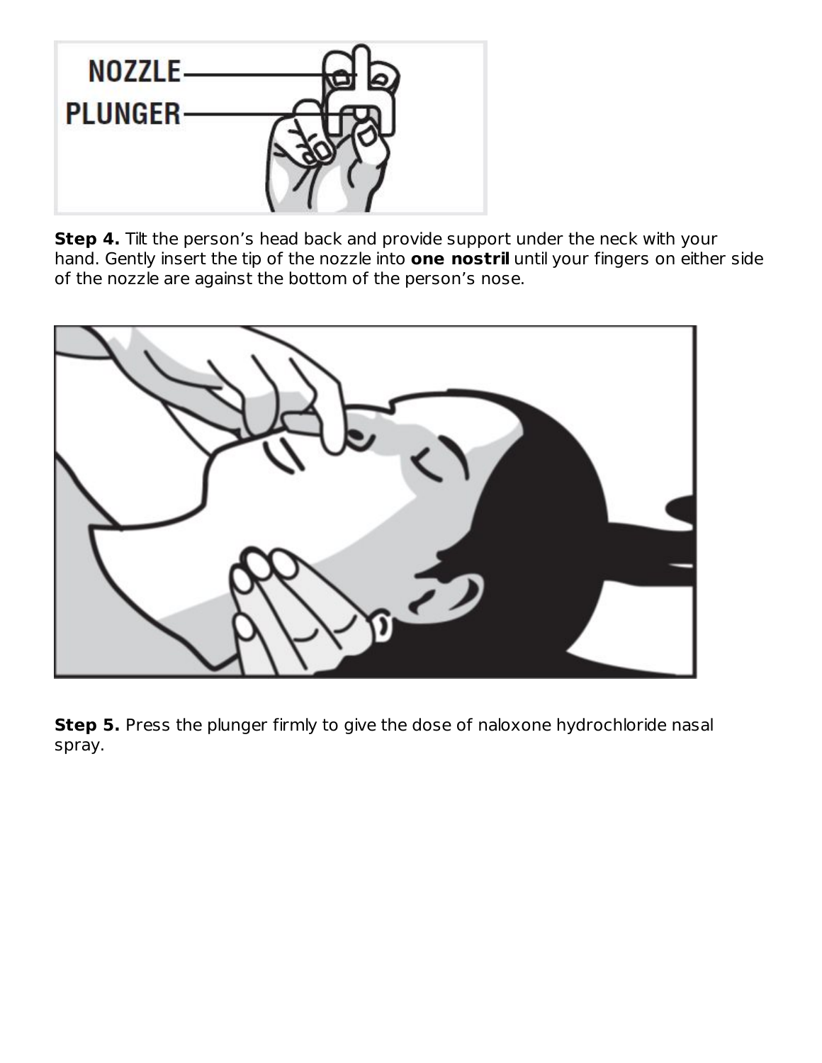**Step 4.** Tilt the person's head back and provide support under the neck with your hand. Gently insert the tip of the nozzle into **one nostril** until your fingers on either side of the nozzle are against the bottom of the person's nose.

**Step 5.** Press the plunger firmly to give the dose of naloxone hydrochloride nasal spray.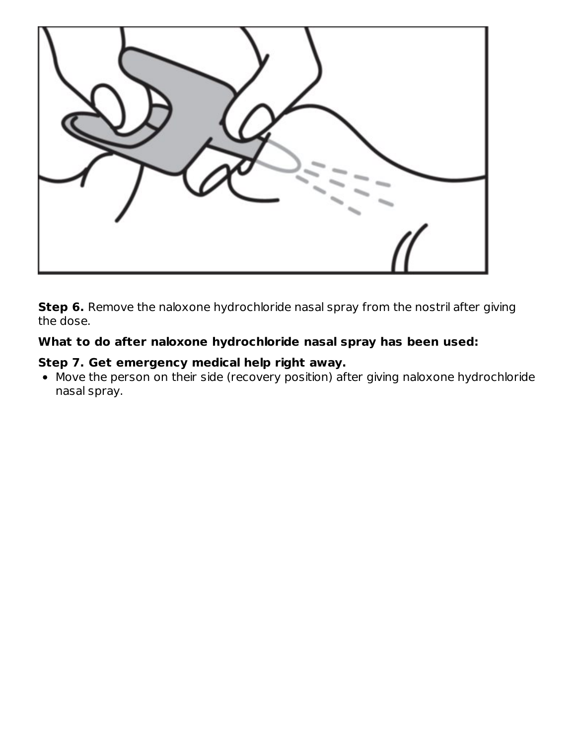**Step 6.** Remove the naloxone hydrochloride nasal spray from the nostril after giving the dose.

**What to do after naloxone hydrochloride nasal spray has been used:**

**Step 7. Get emergency medical help right away.**

- Move the person on their side (recovery position) after giving naloxone hydrochloride nasal spray.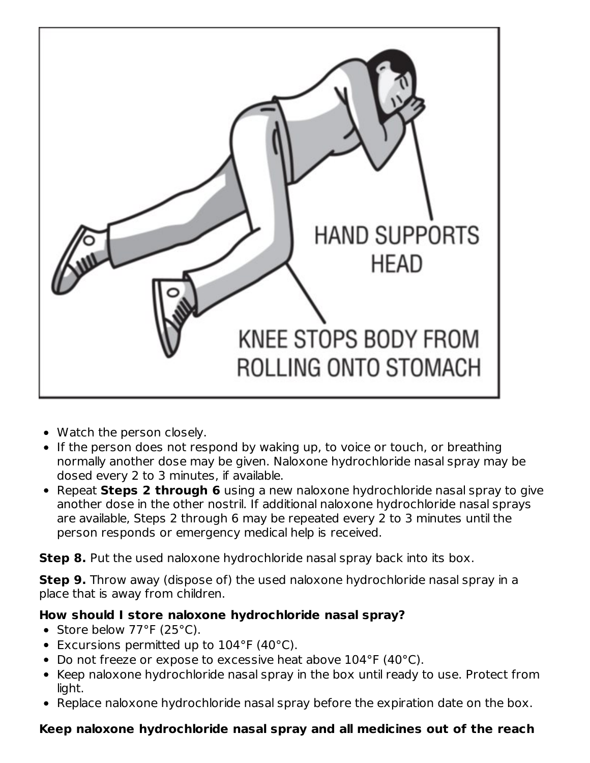HAND SUPPORTS HEAD

KNEE STOPS BODY FROM ROLLING ONTO STOMACH

- Watch the person closely.
- If the person does not respond by waking up, to voice or touch, or breathing normally another dose may be given. Naloxone hydrochloride nasal spray may be dosed every 2 to 3 minutes, if available.
- Repeat **Steps 2 through 6** using a new naloxone hydrochloride nasal spray to give another dose in the other nostril. If additional naloxone hydrochloride nasal sprays are available, Steps 2 through 6 may be repeated every 2 to 3 minutes until the person responds or emergency medical help is received.

**Step 8.** Put the used naloxone hydrochloride nasal spray back into its box.

**Step 9.** Throw away (dispose of) the used naloxone hydrochloride nasal spray in a place that is away from children.

**How should I store naloxone hydrochloride nasal spray?**

- Store below 77°F (25°C).
- Excursions permitted up to 104°F (40°C).
- Do not freeze or expose to excessive heat above 104°F (40°C).
- Keep naloxone hydrochloride nasal spray in the box until ready to use. Protect from light.
- Replace naloxone hydrochloride nasal spray before the expiration date on the box.

**Keep naloxone hydrochloride nasal spray and all medicines out of the reach**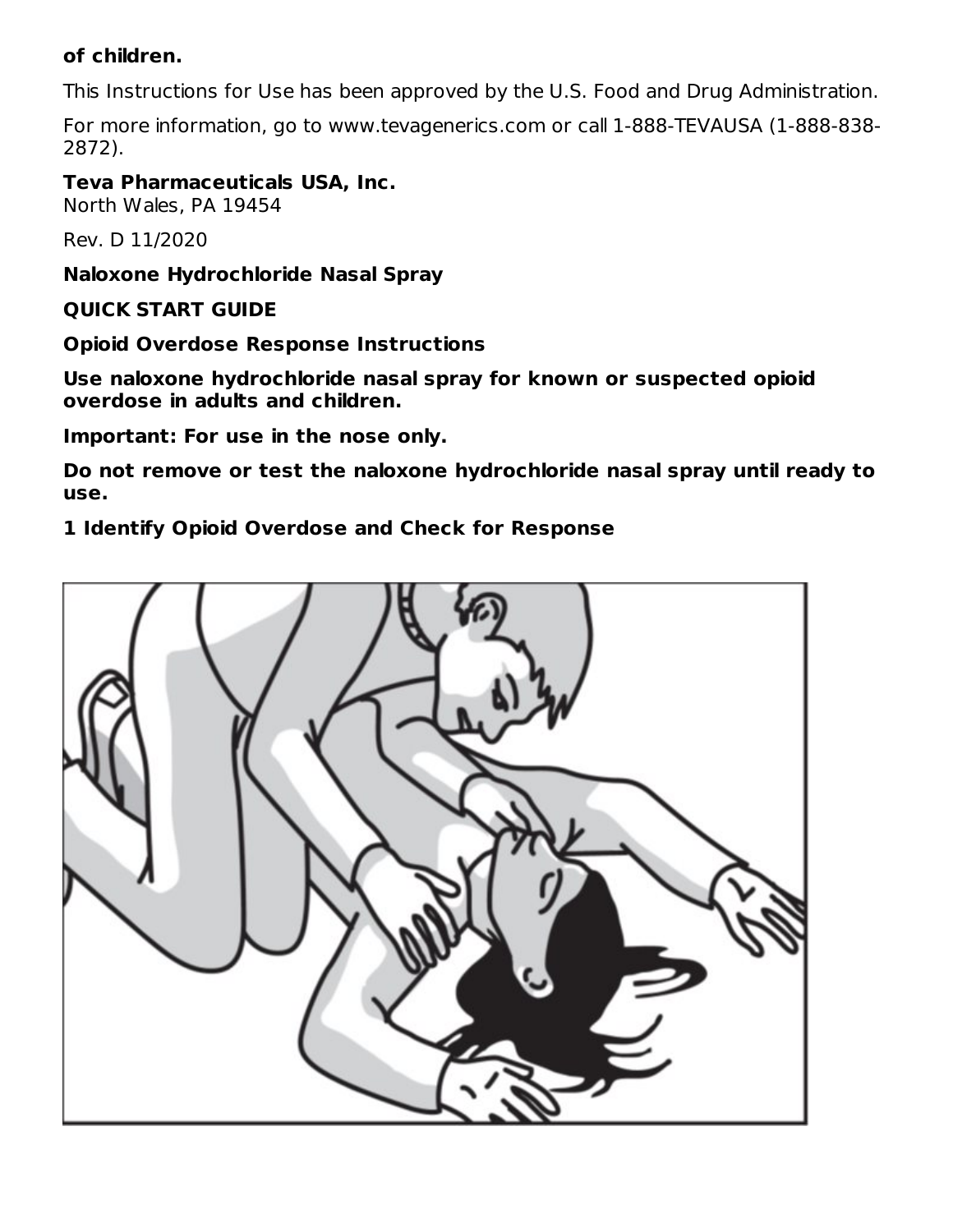**of children.**

This Instructions for Use has been approved by the U.S. Food and Drug Administration.

For more information, go to www.tevagenerics.com or call 1-888-TEVAUSA (1-888-838-2872).

**Teva Pharmaceuticals USA, Inc.**
North Wales, PA 19454

Rev. D 11/2020

**Naloxone Hydrochloride Nasal Spray**

**QUICK START GUIDE**

**Opioid Overdose Response Instructions**

**Use naloxone hydrochloride nasal spray for known or suspected opioid overdose in adults and children.**

**Important: For use in the nose only.**

**Do not remove or test the naloxone hydrochloride nasal spray until ready to use.**

**1 Identify Opioid Overdose and Check for Response**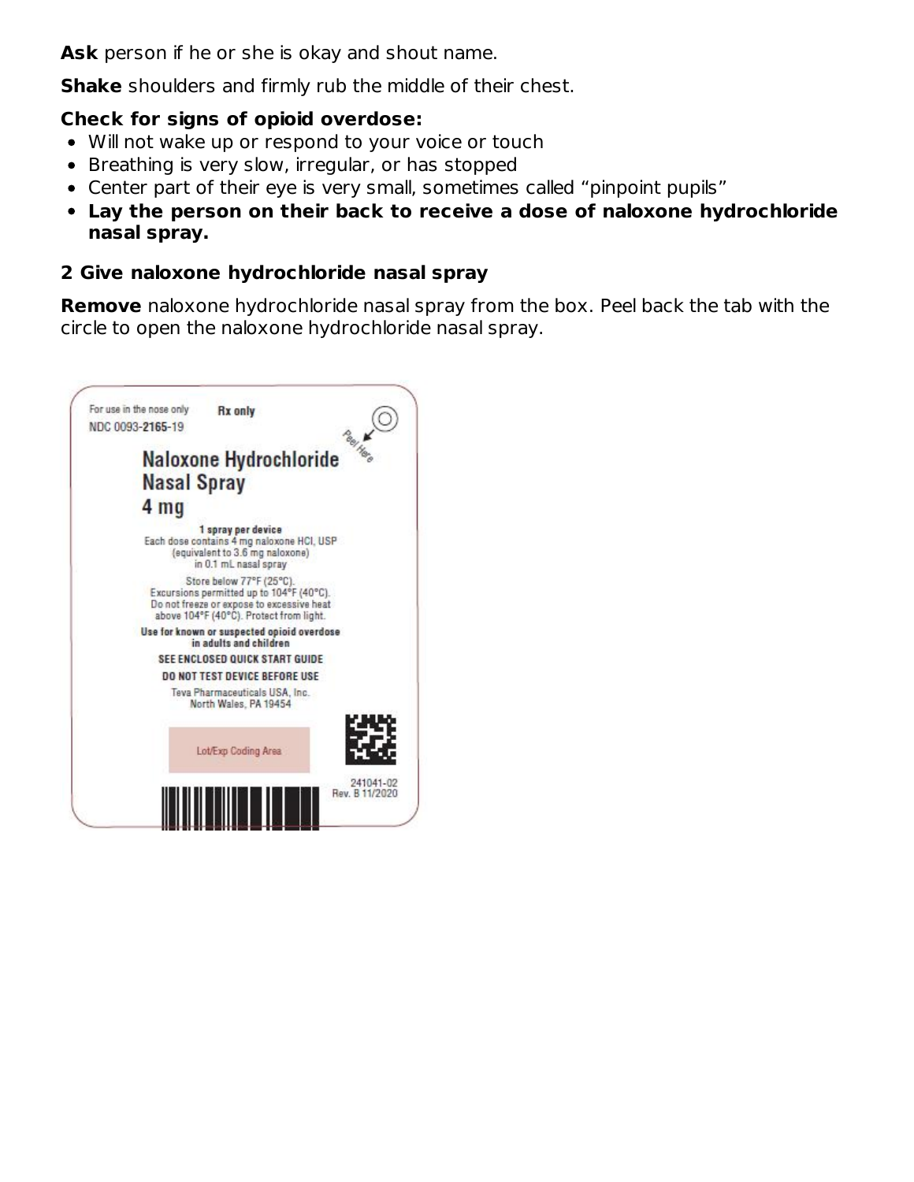**Ask** person if he or she is okay and shout name.

**Shake** shoulders and firmly rub the middle of their chest.

**Check for signs of opioid overdose:**

- Will not wake up or respond to your voice or touch
- Breathing is very slow, irregular, or has stopped
- Center part of their eye is very small, sometimes called "pinpoint pupils"
- **Lay the person on their back to receive a dose of naloxone hydrochloride nasal spray.**

**2 Give naloxone hydrochloride nasal spray**

**Remove** naloxone hydrochloride nasal spray from the box. Peel back the tab with the circle to open the naloxone hydrochloride nasal spray.

For use in the nose only Rx only
NDC 0093-2165-19

Peel Here

**Naloxone Hydrochloride Nasal Spray 4 mg**

**1 spray per device**
Each dose contains 4 mg naloxone HCl, USP (equivalent to 3.6 mg naloxone) in 0.1 mL nasal spray

Store below 77°F (25°C).
Excursions permitted up to 104°F (40°C).
Do not freeze or expose to excessive heat above 104°F (40°C). Protect from light.

**Use for known or suspected opioid overdose in adults and children**

**SEE ENCLOSED QUICK START GUIDE**

**DO NOT TEST DEVICE BEFORE USE**

Teva Pharmaceuticals USA, Inc.
North Wales, PA 19454

Lot/Exp Coding Area

241041-02
Rev. B 11/2020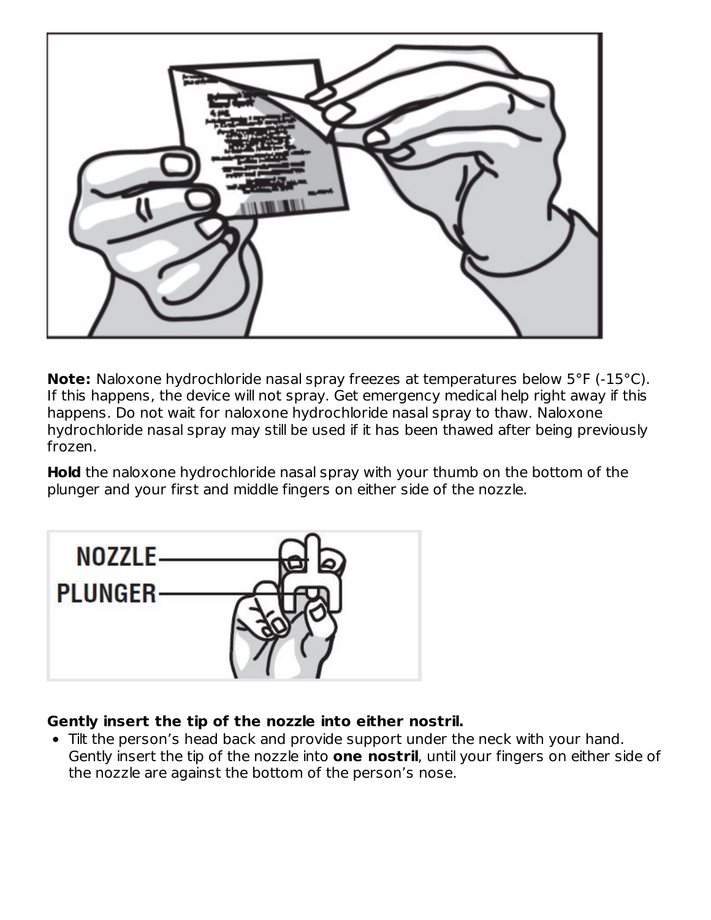**Note:** Naloxone hydrochloride nasal spray freezes at temperatures below 5°F (-15°C). If this happens, the device will not spray. Get emergency medical help right away if this happens. Do not wait for naloxone hydrochloride nasal spray to thaw. Naloxone hydrochloride nasal spray may still be used if it has been thawed after being previously frozen.

**Hold** the naloxone hydrochloride nasal spray with your thumb on the bottom of the plunger and your first and middle fingers on either side of the nozzle.

**Gently insert the tip of the nozzle into either nostril.**

- Tilt the person's head back and provide support under the neck with your hand. Gently insert the tip of the nozzle into **one nostril**, until your fingers on either side of the nozzle are against the bottom of the person's nose.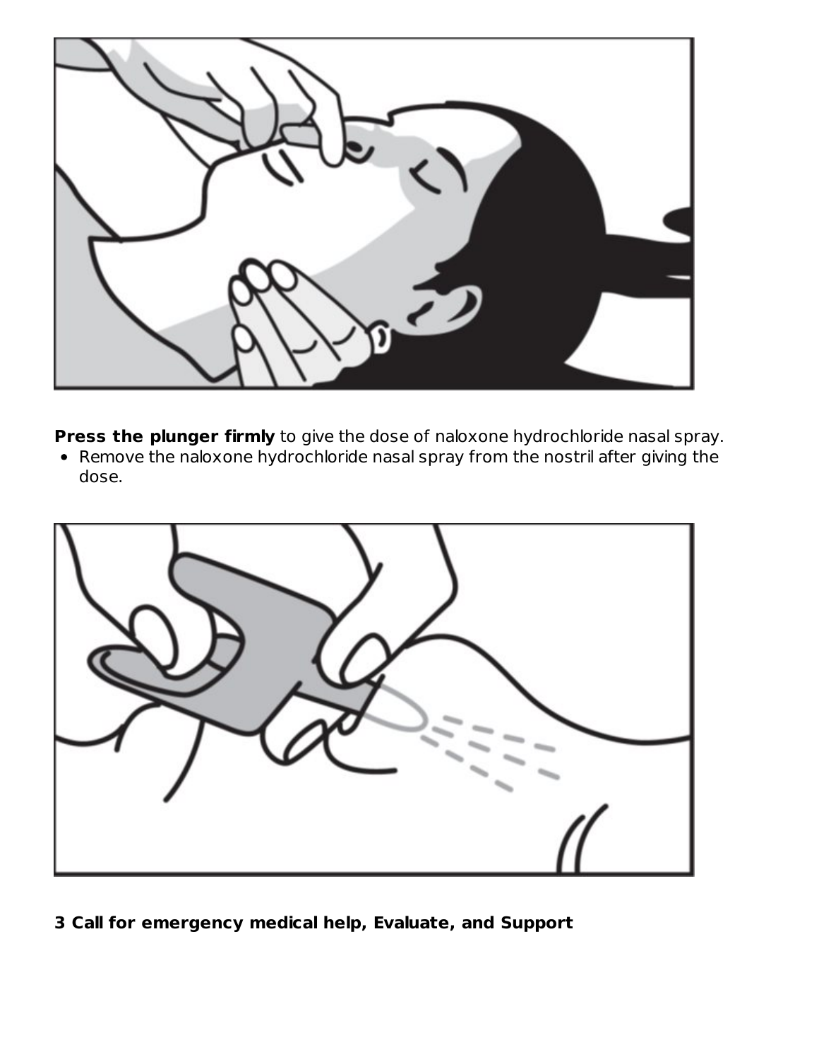**Press the plunger firmly** to give the dose of naloxone hydrochloride nasal spray.

- Remove the naloxone hydrochloride nasal spray from the nostril after giving the dose.

**3 Call for emergency medical help, Evaluate, and Support**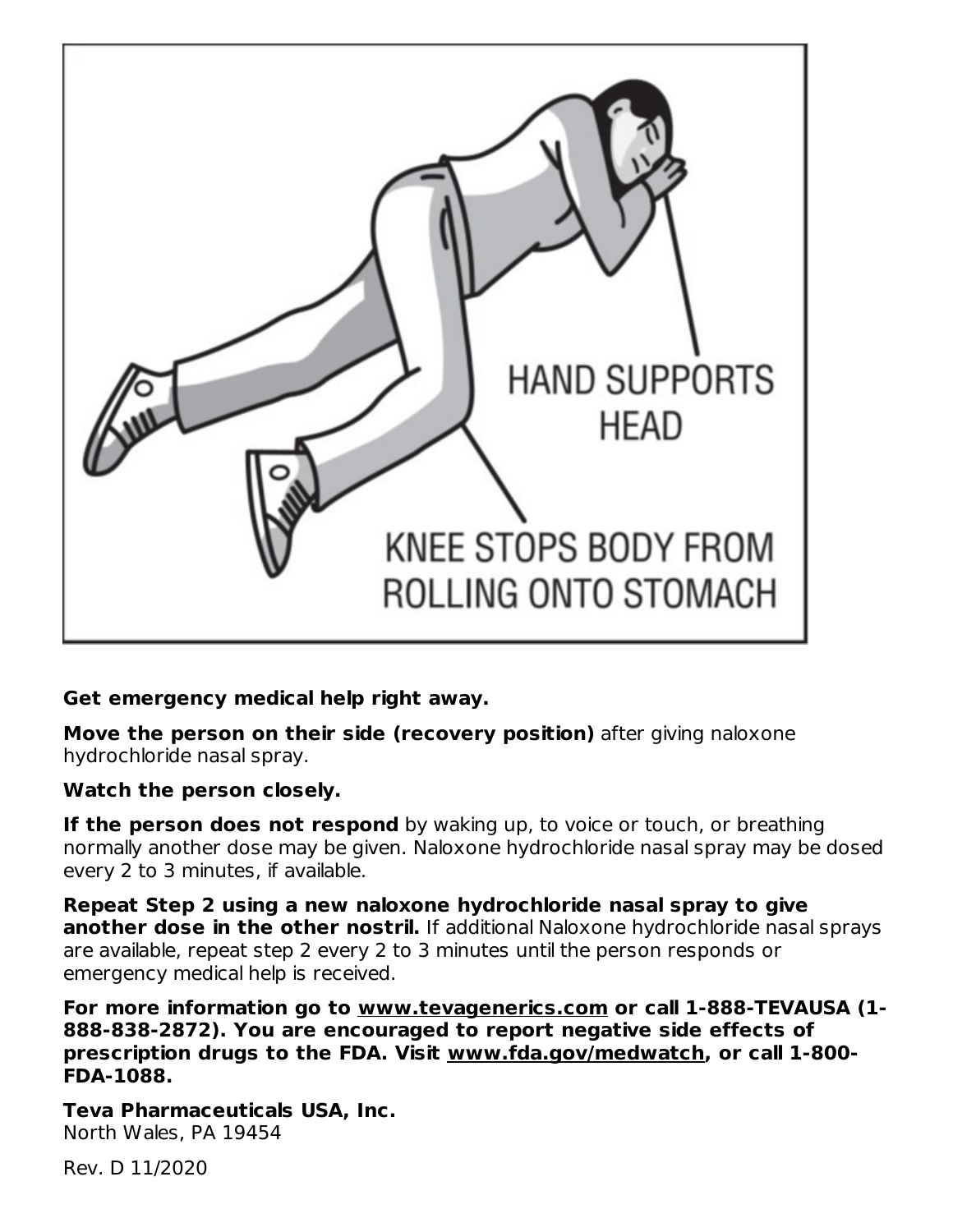HAND SUPPORTS HEAD

KNEE STOPS BODY FROM ROLLING ONTO STOMACH

**Get emergency medical help right away.**

**Move the person on their side (recovery position)** after giving naloxone hydrochloride nasal spray.

**Watch the person closely.**

**If the person does not respond** by waking up, to voice or touch, or breathing normally another dose may be given. Naloxone hydrochloride nasal spray may be dosed every 2 to 3 minutes, if available.

**Repeat Step 2 using a new naloxone hydrochloride nasal spray to give another dose in the other nostril.** If additional Naloxone hydrochloride nasal sprays are available, repeat step 2 every 2 to 3 minutes until the person responds or emergency medical help is received.

**For more information go to www.tevagenerics.com or call 1-888-TEVAUSA (1-888-838-2872). You are encouraged to report negative side effects of prescription drugs to the FDA. Visit www.fda.gov/medwatch, or call 1-800-FDA-1088.**

**Teva Pharmaceuticals USA, Inc.**
North Wales, PA 19454

Rev. D 11/2020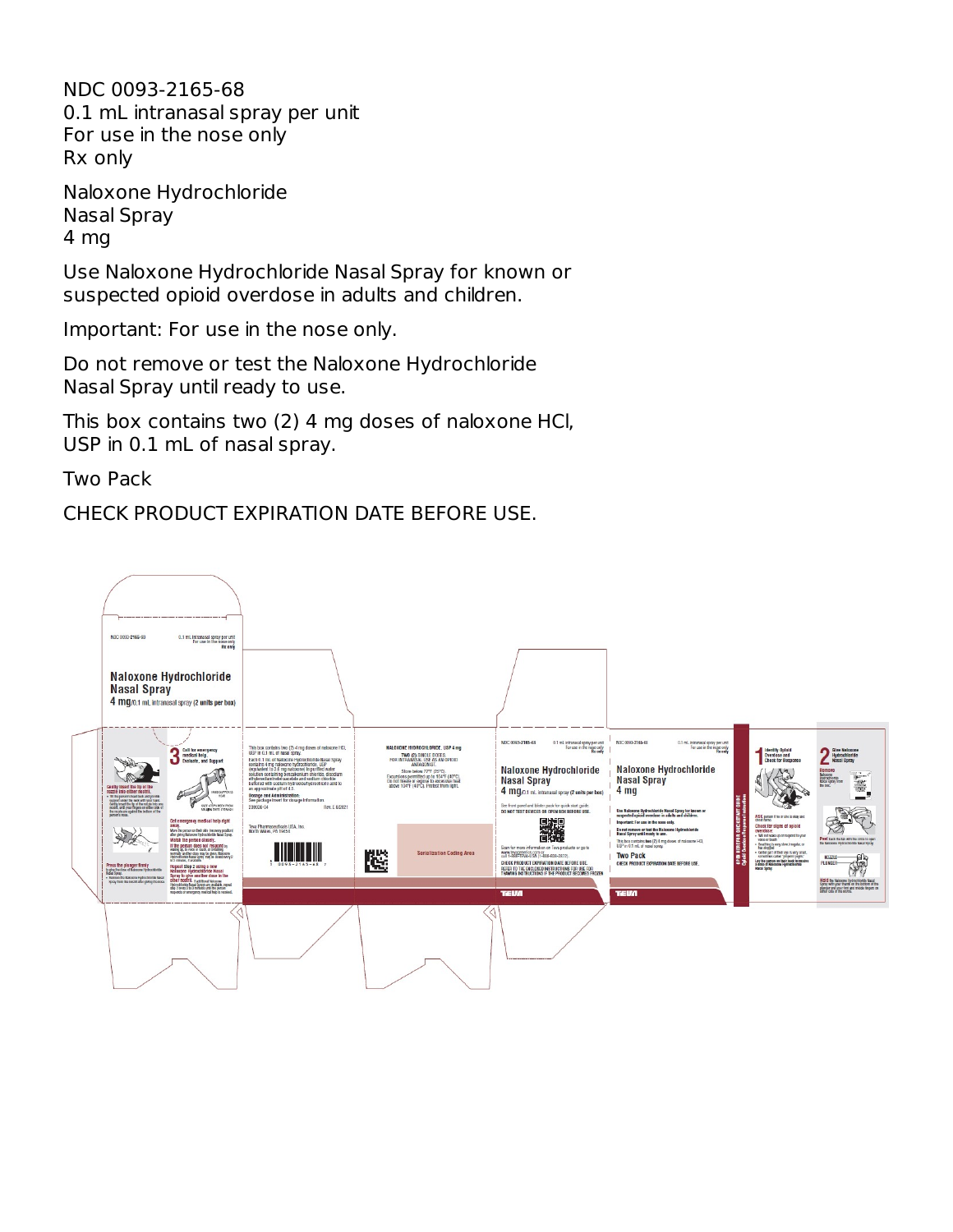NDC 0093-2165-68
0.1 mL intranasal spray per unit
For use in the nose only
Rx only

Naloxone Hydrochloride
Nasal Spray
4 mg

Use Naloxone Hydrochloride Nasal Spray for known or suspected opioid overdose in adults and children.

Important: For use in the nose only.

Do not remove or test the Naloxone Hydrochloride Nasal Spray until ready to use.

This box contains two (2) 4 mg doses of naloxone HCl, USP in 0.1 mL of nasal spray.

Two Pack

CHECK PRODUCT EXPIRATION DATE BEFORE USE.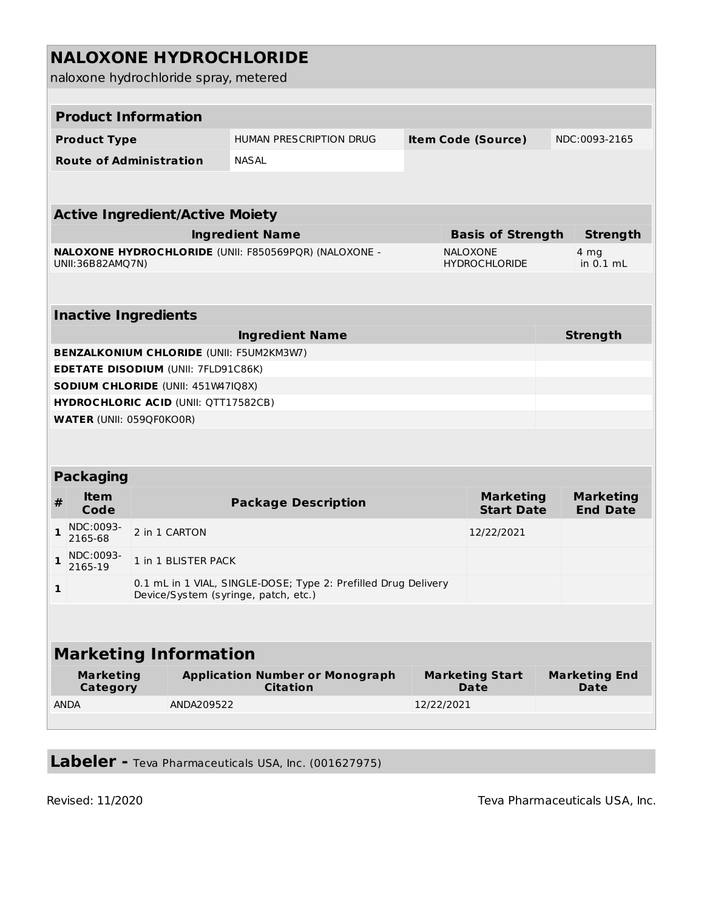# NALOXONE HYDROCHLORIDE

naloxone hydrochloride spray, metered

| Product Information | | | |
|---|---|---|---|
| **Product Type** | HUMAN PRESCRIPTION DRUG | **Item Code (Source)** | NDC:0093-2165 |
| **Route of Administration** | NASAL | | |

| Active Ingredient/Active Moiety | | |
|---|---|---|
| **Ingredient Name** | **Basis of Strength** | **Strength** |
| **NALOXONE HYDROCHLORIDE** (UNII: F850569PQR) (NALOXONE - UNII:36B82AMQ7N) | NALOXONE HYDROCHLORIDE | 4 mg in 0.1 mL |

| Inactive Ingredients | |
|---|---|
| **Ingredient Name** | **Strength** |
| **BENZALKONIUM CHLORIDE** (UNII: F5UM2KM3W7) | |
| **EDETATE DISODIUM** (UNII: 7FLD91C86K) | |
| **SODIUM CHLORIDE** (UNII: 451W47IQ8X) | |
| **HYDROCHLORIC ACID** (UNII: QTT17582CB) | |
| **WATER** (UNII: 059QF0KO0R) | |

| Packaging | | | | |
|---|---|---|---|---|
| **#** | **Item Code** | **Package Description** | **Marketing Start Date** | **Marketing End Date** |
| **1** | NDC:0093-2165-68 | 2 in 1 CARTON | 12/22/2021 | |
| **1** | NDC:0093-2165-19 | 1 in 1 BLISTER PACK | | |
| **1** | | 0.1 mL in 1 VIAL, SINGLE-DOSE; Type 2: Prefilled Drug Delivery Device/System (syringe, patch, etc.) | | |

| Marketing Information | | | |
|---|---|---|---|
| **Marketing Category** | **Application Number or Monograph Citation** | **Marketing Start Date** | **Marketing End Date** |
| ANDA | ANDA209522 | 12/22/2021 | |

**Labeler -** Teva Pharmaceuticals USA, Inc. (001627975)

Revised: 11/2020

Teva Pharmaceuticals USA, Inc.